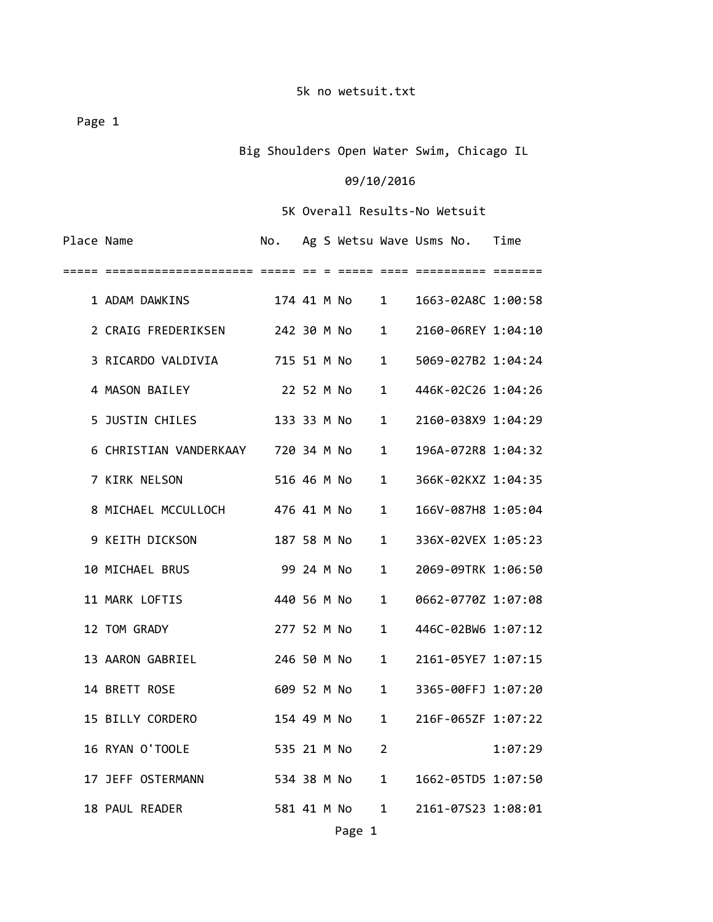5k no wetsuit.txt

# Big Shoulders Open Water Swim, Chicago IL

09/10/2016

## 5K Overall Results-No Wetsuit

| Place | Name | No. | Ag | S | Wetsu | Wave | Usms No. | Time |
|---|---|---|---|---|---|---|---|---|
| 1 | ADAM DAWKINS | 174 | 41 | M | No | 1 | 1663-02A8C | 1:00:58 |
| 2 | CRAIG FREDERIKSEN | 242 | 30 | M | No | 1 | 2160-06REY | 1:04:10 |
| 3 | RICARDO VALDIVIA | 715 | 51 | M | No | 1 | 5069-027B2 | 1:04:24 |
| 4 | MASON BAILEY | 22 | 52 | M | No | 1 | 446K-02C26 | 1:04:26 |
| 5 | JUSTIN CHILES | 133 | 33 | M | No | 1 | 2160-038X9 | 1:04:29 |
| 6 | CHRISTIAN VANDERKAAY | 720 | 34 | M | No | 1 | 196A-072R8 | 1:04:32 |
| 7 | KIRK NELSON | 516 | 46 | M | No | 1 | 366K-02KXZ | 1:04:35 |
| 8 | MICHAEL MCCULLOCH | 476 | 41 | M | No | 1 | 166V-087H8 | 1:05:04 |
| 9 | KEITH DICKSON | 187 | 58 | M | No | 1 | 336X-02VEX | 1:05:23 |
| 10 | MICHAEL BRUS | 99 | 24 | M | No | 1 | 2069-09TRK | 1:06:50 |
| 11 | MARK LOFTIS | 440 | 56 | M | No | 1 | 0662-0770Z | 1:07:08 |
| 12 | TOM GRADY | 277 | 52 | M | No | 1 | 446C-02BW6 | 1:07:12 |
| 13 | AARON GABRIEL | 246 | 50 | M | No | 1 | 2161-05YE7 | 1:07:15 |
| 14 | BRETT ROSE | 609 | 52 | M | No | 1 | 3365-00FFJ | 1:07:20 |
| 15 | BILLY CORDERO | 154 | 49 | M | No | 1 | 216F-065ZF | 1:07:22 |
| 16 | RYAN O'TOOLE | 535 | 21 | M | No | 2 | | 1:07:29 |
| 17 | JEFF OSTERMANN | 534 | 38 | M | No | 1 | 1662-05TD5 | 1:07:50 |
| 18 | PAUL READER | 581 | 41 | M | No | 1 | 2161-07S23 | 1:08:01 |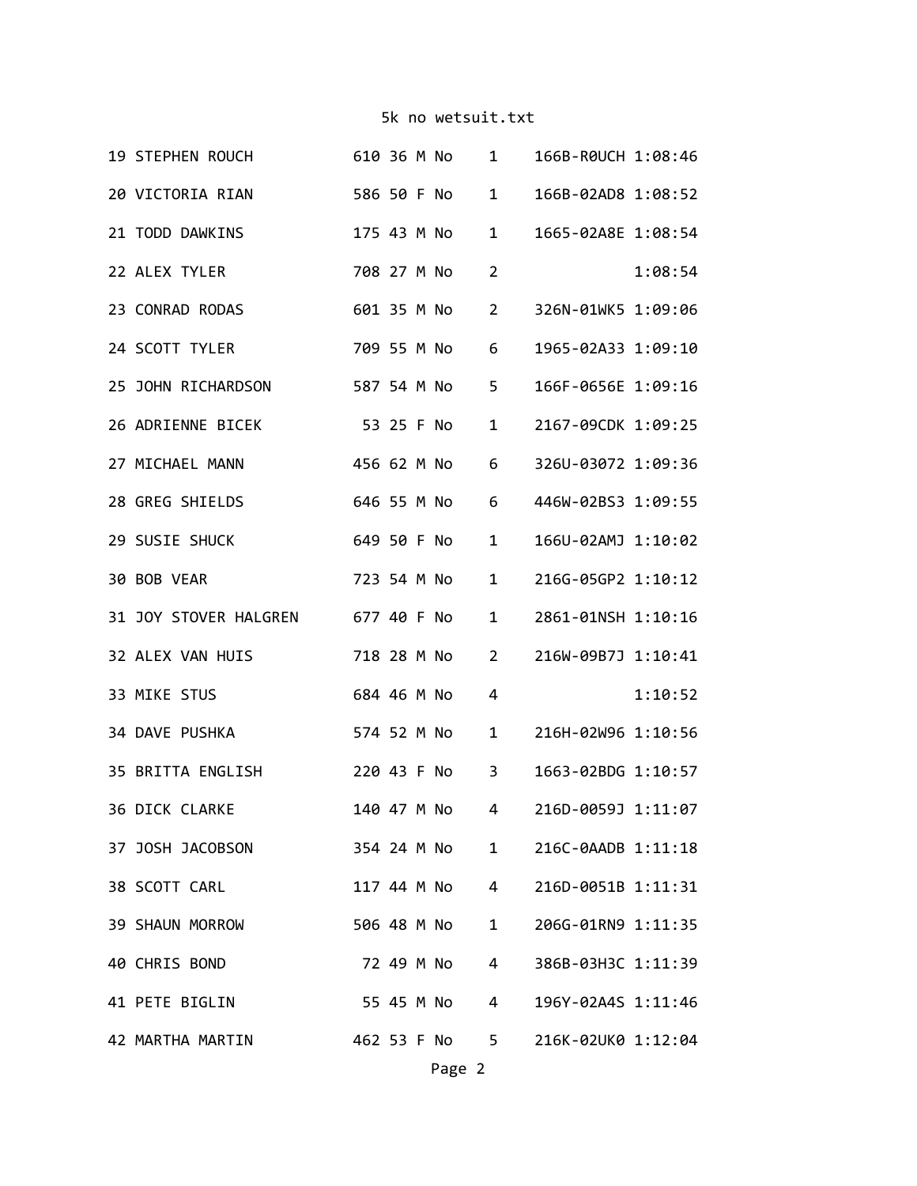5k no wetsuit.txt

| | | | | | | | | |
|---|---|---|---|---|---|---|---|---|
| 19 | STEPHEN ROUCH | 610 | 36 | M | No | 1 | 166B-R0UCH | 1:08:46 |
| 20 | VICTORIA RIAN | 586 | 50 | F | No | 1 | 166B-02AD8 | 1:08:52 |
| 21 | TODD DAWKINS | 175 | 43 | M | No | 1 | 1665-02A8E | 1:08:54 |
| 22 | ALEX TYLER | 708 | 27 | M | No | 2 | | 1:08:54 |
| 23 | CONRAD RODAS | 601 | 35 | M | No | 2 | 326N-01WK5 | 1:09:06 |
| 24 | SCOTT TYLER | 709 | 55 | M | No | 6 | 1965-02A33 | 1:09:10 |
| 25 | JOHN RICHARDSON | 587 | 54 | M | No | 5 | 166F-0656E | 1:09:16 |
| 26 | ADRIENNE BICEK | 53 | 25 | F | No | 1 | 2167-09CDK | 1:09:25 |
| 27 | MICHAEL MANN | 456 | 62 | M | No | 6 | 326U-03072 | 1:09:36 |
| 28 | GREG SHIELDS | 646 | 55 | M | No | 6 | 446W-02BS3 | 1:09:55 |
| 29 | SUSIE SHUCK | 649 | 50 | F | No | 1 | 166U-02AMJ | 1:10:02 |
| 30 | BOB VEAR | 723 | 54 | M | No | 1 | 216G-05GP2 | 1:10:12 |
| 31 | JOY STOVER HALGREN | 677 | 40 | F | No | 1 | 2861-01NSH | 1:10:16 |
| 32 | ALEX VAN HUIS | 718 | 28 | M | No | 2 | 216W-09B7J | 1:10:41 |
| 33 | MIKE STUS | 684 | 46 | M | No | 4 | | 1:10:52 |
| 34 | DAVE PUSHKA | 574 | 52 | M | No | 1 | 216H-02W96 | 1:10:56 |
| 35 | BRITTA ENGLISH | 220 | 43 | F | No | 3 | 1663-02BDG | 1:10:57 |
| 36 | DICK CLARKE | 140 | 47 | M | No | 4 | 216D-0059J | 1:11:07 |
| 37 | JOSH JACOBSON | 354 | 24 | M | No | 1 | 216C-0AADB | 1:11:18 |
| 38 | SCOTT CARL | 117 | 44 | M | No | 4 | 216D-0051B | 1:11:31 |
| 39 | SHAUN MORROW | 506 | 48 | M | No | 1 | 206G-01RN9 | 1:11:35 |
| 40 | CHRIS BOND | 72 | 49 | M | No | 4 | 386B-03H3C | 1:11:39 |
| 41 | PETE BIGLIN | 55 | 45 | M | No | 4 | 196Y-02A4S | 1:11:46 |
| 42 | MARTHA MARTIN | 462 | 53 | F | No | 5 | 216K-02UK0 | 1:12:04 |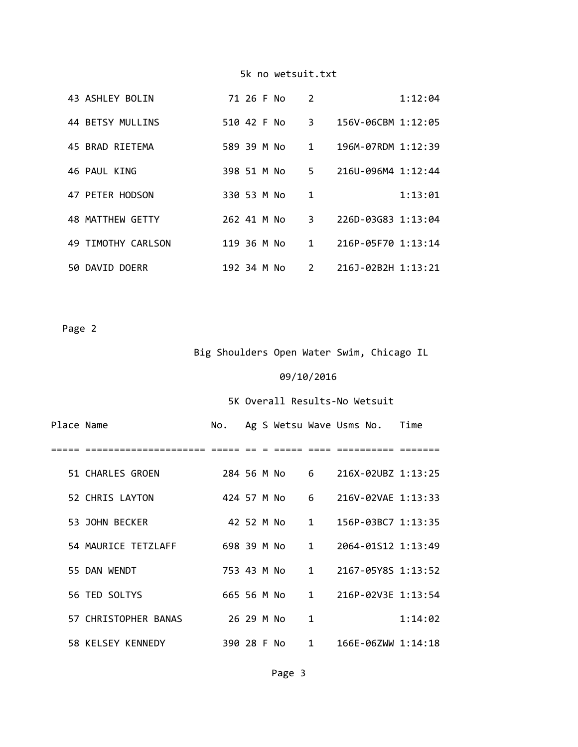| | | | | | | | |
|---|---|---|---|---|---|---|---|
| 43 | ASHLEY BOLIN | 71 | 26 | F | No | 2 | | 1:12:04 |
| 44 | BETSY MULLINS | 510 | 42 | F | No | 3 | 156V-06CBM | 1:12:05 |
| 45 | BRAD RIETEMA | 589 | 39 | M | No | 1 | 196M-07RDM | 1:12:39 |
| 46 | PAUL KING | 398 | 51 | M | No | 5 | 216U-096M4 | 1:12:44 |
| 47 | PETER HODSON | 330 | 53 | M | No | 1 | | 1:13:01 |
| 48 | MATTHEW GETTY | 262 | 41 | M | No | 3 | 226D-03G83 | 1:13:04 |
| 49 | TIMOTHY CARLSON | 119 | 36 | M | No | 1 | 216P-05F70 | 1:13:14 |
| 50 | DAVID DOERR | 192 | 34 | M | No | 2 | 216J-02B2H | 1:13:21 |

Big Shoulders Open Water Swim, Chicago IL

09/10/2016

5K Overall Results-No Wetsuit

| Place | Name | No. | Ag | S | Wetsu | Wave | Usms No. | Time |
|---|---|---|---|---|---|---|---|---|
| 51 | CHARLES GROEN | 284 | 56 | M | No | 6 | 216X-02UBZ | 1:13:25 |
| 52 | CHRIS LAYTON | 424 | 57 | M | No | 6 | 216V-02VAE | 1:13:33 |
| 53 | JOHN BECKER | 42 | 52 | M | No | 1 | 156P-03BC7 | 1:13:35 |
| 54 | MAURICE TETZLAFF | 698 | 39 | M | No | 1 | 2064-01S12 | 1:13:49 |
| 55 | DAN WENDT | 753 | 43 | M | No | 1 | 2167-05Y8S | 1:13:52 |
| 56 | TED SOLTYS | 665 | 56 | M | No | 1 | 216P-02V3E | 1:13:54 |
| 57 | CHRISTOPHER BANAS | 26 | 29 | M | No | 1 | | 1:14:02 |
| 58 | KELSEY KENNEDY | 390 | 28 | F | No | 1 | 166E-06ZWW | 1:14:18 |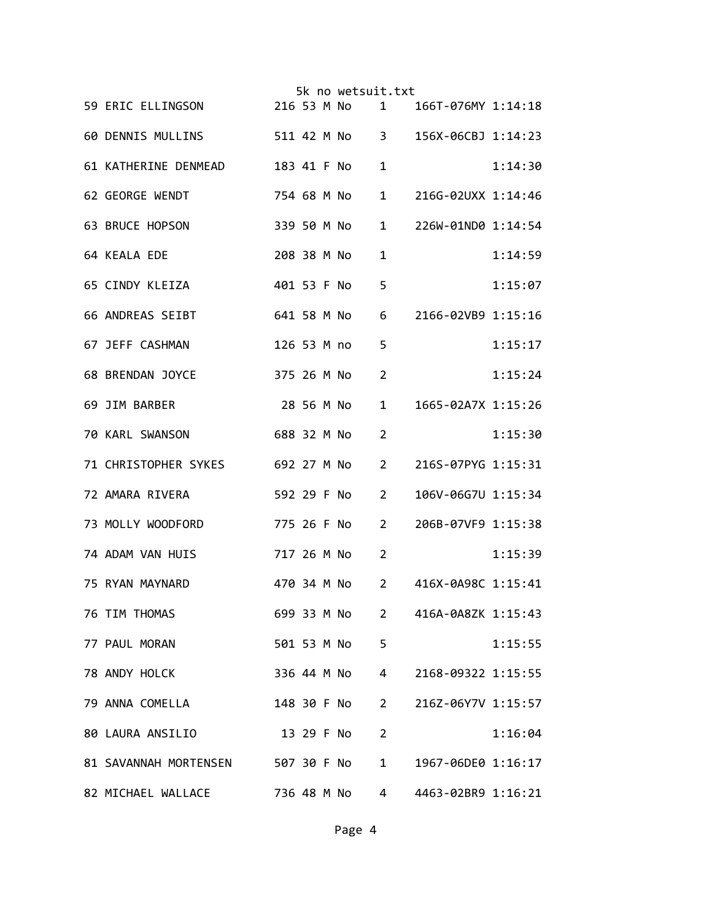| | | | | | | | | |
|---|---|---|---|---|---|---|---|---|
| 59 | ERIC ELLINGSON | 216 | 53 | M | No | 1 | 166T-076MY | 1:14:18 |
| 60 | DENNIS MULLINS | 511 | 42 | M | No | 3 | 156X-06CBJ | 1:14:23 |
| 61 | KATHERINE DENMEAD | 183 | 41 | F | No | 1 | | 1:14:30 |
| 62 | GEORGE WENDT | 754 | 68 | M | No | 1 | 216G-02UXX | 1:14:46 |
| 63 | BRUCE HOPSON | 339 | 50 | M | No | 1 | 226W-01ND0 | 1:14:54 |
| 64 | KEALA EDE | 208 | 38 | M | No | 1 | | 1:14:59 |
| 65 | CINDY KLEIZA | 401 | 53 | F | No | 5 | | 1:15:07 |
| 66 | ANDREAS SEIBT | 641 | 58 | M | No | 6 | 2166-02VB9 | 1:15:16 |
| 67 | JEFF CASHMAN | 126 | 53 | M | no | 5 | | 1:15:17 |
| 68 | BRENDAN JOYCE | 375 | 26 | M | No | 2 | | 1:15:24 |
| 69 | JIM BARBER | 28 | 56 | M | No | 1 | 1665-02A7X | 1:15:26 |
| 70 | KARL SWANSON | 688 | 32 | M | No | 2 | | 1:15:30 |
| 71 | CHRISTOPHER SYKES | 692 | 27 | M | No | 2 | 216S-07PYG | 1:15:31 |
| 72 | AMARA RIVERA | 592 | 29 | F | No | 2 | 106V-06G7U | 1:15:34 |
| 73 | MOLLY WOODFORD | 775 | 26 | F | No | 2 | 206B-07VF9 | 1:15:38 |
| 74 | ADAM VAN HUIS | 717 | 26 | M | No | 2 | | 1:15:39 |
| 75 | RYAN MAYNARD | 470 | 34 | M | No | 2 | 416X-0A98C | 1:15:41 |
| 76 | TIM THOMAS | 699 | 33 | M | No | 2 | 416A-0A8ZK | 1:15:43 |
| 77 | PAUL MORAN | 501 | 53 | M | No | 5 | | 1:15:55 |
| 78 | ANDY HOLCK | 336 | 44 | M | No | 4 | 2168-09322 | 1:15:55 |
| 79 | ANNA COMELLA | 148 | 30 | F | No | 2 | 216Z-06Y7V | 1:15:57 |
| 80 | LAURA ANSILIO | 13 | 29 | F | No | 2 | | 1:16:04 |
| 81 | SAVANNAH MORTENSEN | 507 | 30 | F | No | 1 | 1967-06DE0 | 1:16:17 |
| 82 | MICHAEL WALLACE | 736 | 48 | M | No | 4 | 4463-02BR9 | 1:16:21 |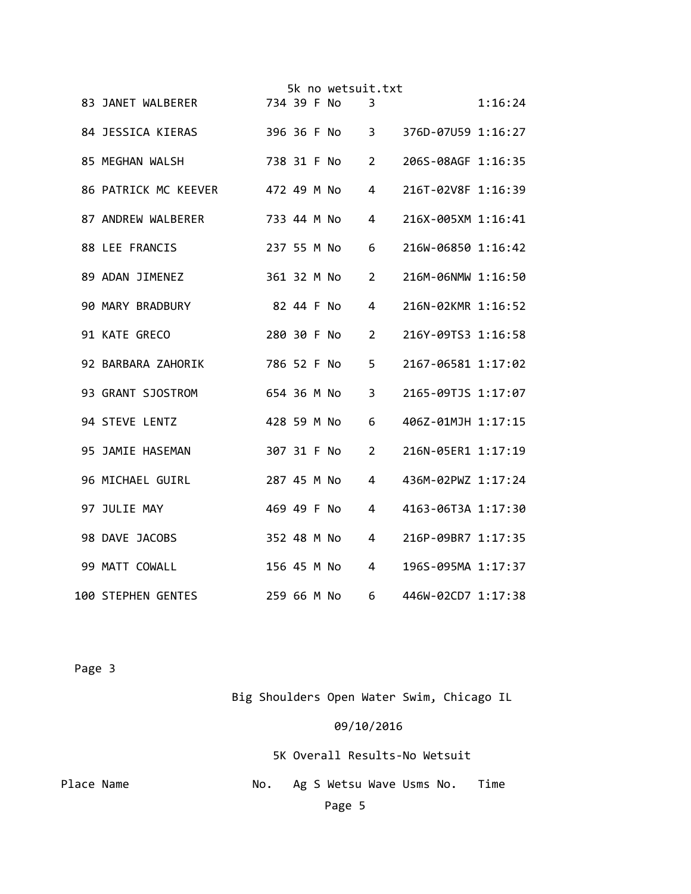| | | | | | | | |
|---|---|---|---|---|---|---|---|
| 83 | JANET WALBERER | 734 | 39 | F | No | 3 | | 1:16:24 |
| 84 | JESSICA KIERAS | 396 | 36 | F | No | 3 | 376D-07U59 | 1:16:27 |
| 85 | MEGHAN WALSH | 738 | 31 | F | No | 2 | 206S-08AGF | 1:16:35 |
| 86 | PATRICK MC KEEVER | 472 | 49 | M | No | 4 | 216T-02V8F | 1:16:39 |
| 87 | ANDREW WALBERER | 733 | 44 | M | No | 4 | 216X-005XM | 1:16:41 |
| 88 | LEE FRANCIS | 237 | 55 | M | No | 6 | 216W-06850 | 1:16:42 |
| 89 | ADAN JIMENEZ | 361 | 32 | M | No | 2 | 216M-06NMW | 1:16:50 |
| 90 | MARY BRADBURY | 82 | 44 | F | No | 4 | 216N-02KMR | 1:16:52 |
| 91 | KATE GRECO | 280 | 30 | F | No | 2 | 216Y-09TS3 | 1:16:58 |
| 92 | BARBARA ZAHORIK | 786 | 52 | F | No | 5 | 2167-06581 | 1:17:02 |
| 93 | GRANT SJOSTROM | 654 | 36 | M | No | 3 | 2165-09TJS | 1:17:07 |
| 94 | STEVE LENTZ | 428 | 59 | M | No | 6 | 406Z-01MJH | 1:17:15 |
| 95 | JAMIE HASEMAN | 307 | 31 | F | No | 2 | 216N-05ER1 | 1:17:19 |
| 96 | MICHAEL GUIRL | 287 | 45 | M | No | 4 | 436M-02PWZ | 1:17:24 |
| 97 | JULIE MAY | 469 | 49 | F | No | 4 | 4163-06T3A | 1:17:30 |
| 98 | DAVE JACOBS | 352 | 48 | M | No | 4 | 216P-09BR7 | 1:17:35 |
| 99 | MATT COWALL | 156 | 45 | M | No | 4 | 196S-095MA | 1:17:37 |
| 100 | STEPHEN GENTES | 259 | 66 | M | No | 6 | 446W-02CD7 | 1:17:38 |

Page 3

Big Shoulders Open Water Swim, Chicago IL

09/10/2016

5K Overall Results-No Wetsuit

| Place | Name | No. | Ag | S | Wetsu | Wave | Usms No. | Time |
|---|---|---|---|---|---|---|---|---|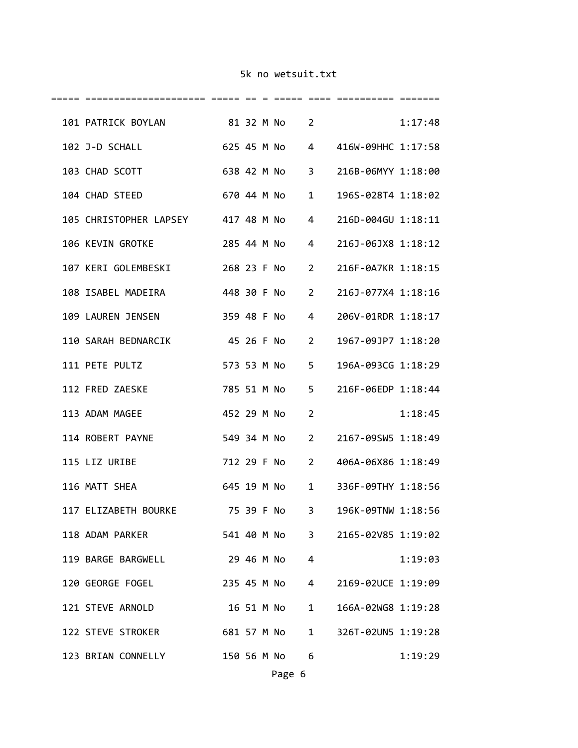5k no wetsuit.txt

| | | | | | | | | |
|---|---|---|---|---|---|---|---|---|
| 101 | PATRICK BOYLAN | 81 | 32 | M | No | 2 | | 1:17:48 |
| 102 | J-D SCHALL | 625 | 45 | M | No | 4 | 416W-09HHC | 1:17:58 |
| 103 | CHAD SCOTT | 638 | 42 | M | No | 3 | 216B-06MYY | 1:18:00 |
| 104 | CHAD STEED | 670 | 44 | M | No | 1 | 196S-028T4 | 1:18:02 |
| 105 | CHRISTOPHER LAPSEY | 417 | 48 | M | No | 4 | 216D-004GU | 1:18:11 |
| 106 | KEVIN GROTKE | 285 | 44 | M | No | 4 | 216J-06JX8 | 1:18:12 |
| 107 | KERI GOLEMBESKI | 268 | 23 | F | No | 2 | 216F-0A7KR | 1:18:15 |
| 108 | ISABEL MADEIRA | 448 | 30 | F | No | 2 | 216J-077X4 | 1:18:16 |
| 109 | LAUREN JENSEN | 359 | 48 | F | No | 4 | 206V-01RDR | 1:18:17 |
| 110 | SARAH BEDNARCIK | 45 | 26 | F | No | 2 | 1967-09JP7 | 1:18:20 |
| 111 | PETE PULTZ | 573 | 53 | M | No | 5 | 196A-093CG | 1:18:29 |
| 112 | FRED ZAESKE | 785 | 51 | M | No | 5 | 216F-06EDP | 1:18:44 |
| 113 | ADAM MAGEE | 452 | 29 | M | No | 2 | | 1:18:45 |
| 114 | ROBERT PAYNE | 549 | 34 | M | No | 2 | 2167-09SW5 | 1:18:49 |
| 115 | LIZ URIBE | 712 | 29 | F | No | 2 | 406A-06X86 | 1:18:49 |
| 116 | MATT SHEA | 645 | 19 | M | No | 1 | 336F-09THY | 1:18:56 |
| 117 | ELIZABETH BOURKE | 75 | 39 | F | No | 3 | 196K-09TNW | 1:18:56 |
| 118 | ADAM PARKER | 541 | 40 | M | No | 3 | 2165-02V85 | 1:19:02 |
| 119 | BARGE BARGWELL | 29 | 46 | M | No | 4 | | 1:19:03 |
| 120 | GEORGE FOGEL | 235 | 45 | M | No | 4 | 2169-02UCE | 1:19:09 |
| 121 | STEVE ARNOLD | 16 | 51 | M | No | 1 | 166A-02WG8 | 1:19:28 |
| 122 | STEVE STROKER | 681 | 57 | M | No | 1 | 326T-02UN5 | 1:19:28 |
| 123 | BRIAN CONNELLY | 150 | 56 | M | No | 6 | | 1:19:29 |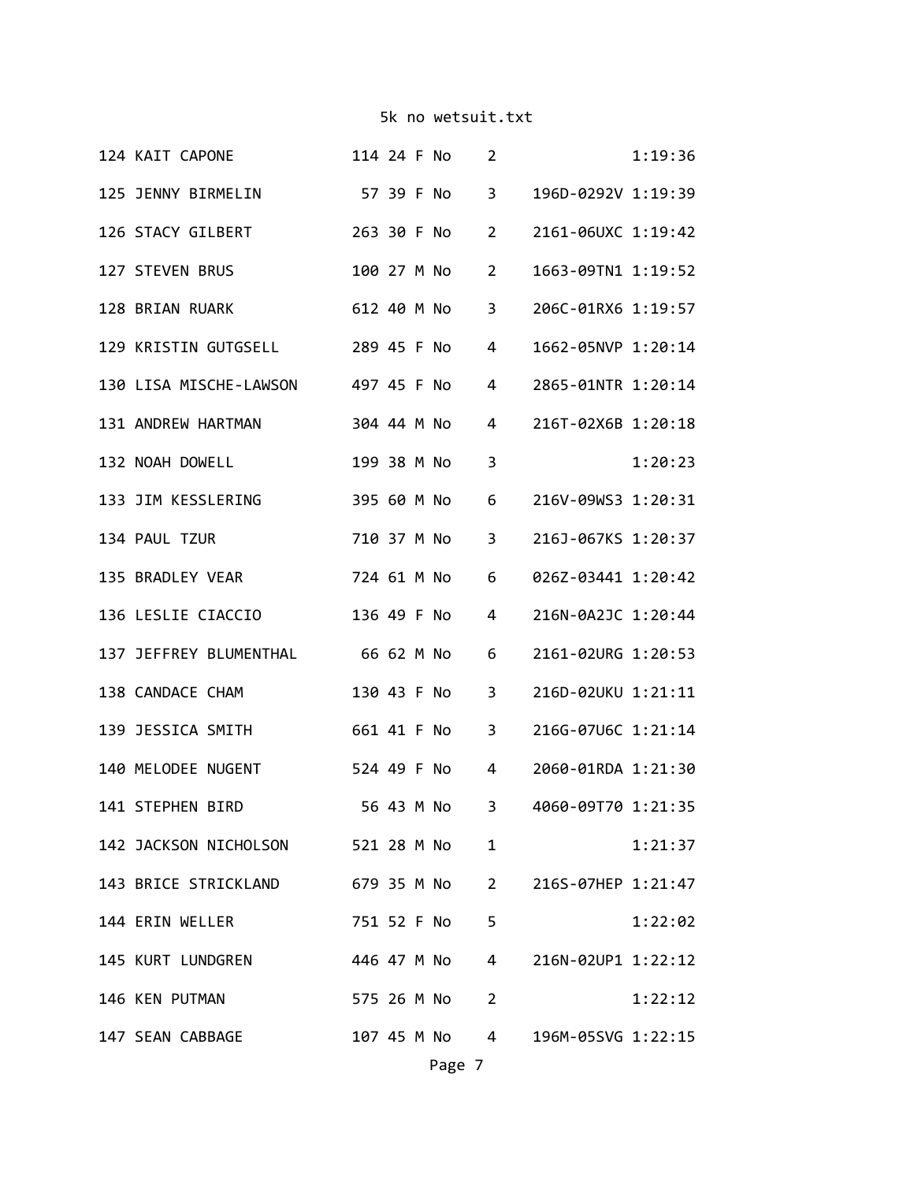| | | | | | | | | | |
|---|---|---|---|---|---|---|---|---|---|
| 124 | KAIT CAPONE | 114 | 24 | F | No | 2 | | 1:19:36 |
| 125 | JENNY BIRMELIN | 57 | 39 | F | No | 3 | 196D-0292V | 1:19:39 |
| 126 | STACY GILBERT | 263 | 30 | F | No | 2 | 2161-06UXC | 1:19:42 |
| 127 | STEVEN BRUS | 100 | 27 | M | No | 2 | 1663-09TN1 | 1:19:52 |
| 128 | BRIAN RUARK | 612 | 40 | M | No | 3 | 206C-01RX6 | 1:19:57 |
| 129 | KRISTIN GUTGSELL | 289 | 45 | F | No | 4 | 1662-05NVP | 1:20:14 |
| 130 | LISA MISCHE-LAWSON | 497 | 45 | F | No | 4 | 2865-01NTR | 1:20:14 |
| 131 | ANDREW HARTMAN | 304 | 44 | M | No | 4 | 216T-02X6B | 1:20:18 |
| 132 | NOAH DOWELL | 199 | 38 | M | No | 3 | | 1:20:23 |
| 133 | JIM KESSLERING | 395 | 60 | M | No | 6 | 216V-09WS3 | 1:20:31 |
| 134 | PAUL TZUR | 710 | 37 | M | No | 3 | 216J-067KS | 1:20:37 |
| 135 | BRADLEY VEAR | 724 | 61 | M | No | 6 | 026Z-03441 | 1:20:42 |
| 136 | LESLIE CIACCIO | 136 | 49 | F | No | 4 | 216N-0A2JC | 1:20:44 |
| 137 | JEFFREY BLUMENTHAL | 66 | 62 | M | No | 6 | 2161-02URG | 1:20:53 |
| 138 | CANDACE CHAM | 130 | 43 | F | No | 3 | 216D-02UKU | 1:21:11 |
| 139 | JESSICA SMITH | 661 | 41 | F | No | 3 | 216G-07U6C | 1:21:14 |
| 140 | MELODEE NUGENT | 524 | 49 | F | No | 4 | 2060-01RDA | 1:21:30 |
| 141 | STEPHEN BIRD | 56 | 43 | M | No | 3 | 4060-09T70 | 1:21:35 |
| 142 | JACKSON NICHOLSON | 521 | 28 | M | No | 1 | | 1:21:37 |
| 143 | BRICE STRICKLAND | 679 | 35 | M | No | 2 | 216S-07HEP | 1:21:47 |
| 144 | ERIN WELLER | 751 | 52 | F | No | 5 | | 1:22:02 |
| 145 | KURT LUNDGREN | 446 | 47 | M | No | 4 | 216N-02UP1 | 1:22:12 |
| 146 | KEN PUTMAN | 575 | 26 | M | No | 2 | | 1:22:12 |
| 147 | SEAN CABBAGE | 107 | 45 | M | No | 4 | 196M-05SVG | 1:22:15 |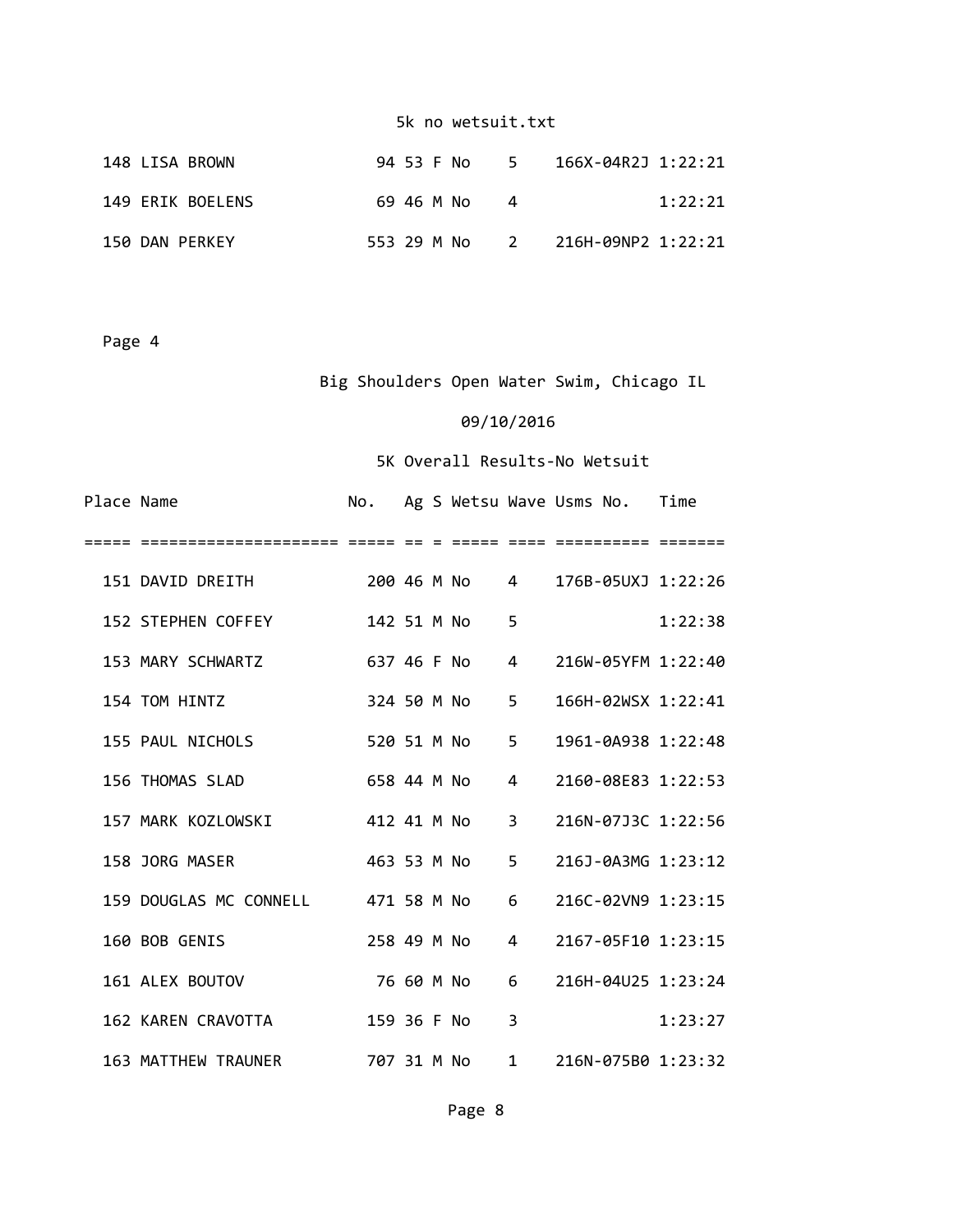| | | | | | | | |
|---|---|---|---|---|---|---|---|
| 148 | LISA BROWN | 94 | 53 | F | No | 5 | 166X-04R2J | 1:22:21 |
| 149 | ERIK BOELENS | 69 | 46 | M | No | 4 | | 1:22:21 |
| 150 | DAN PERKEY | 553 | 29 | M | No | 2 | 216H-09NP2 | 1:22:21 |

Page 4

Big Shoulders Open Water Swim, Chicago IL

09/10/2016

5K Overall Results-No Wetsuit

| Place | Name | No. | Ag | S | Wetsu | Wave | Usms No. | Time |
|---|---|---|---|---|---|---|---|---|
| 151 | DAVID DREITH | 200 | 46 | M | No | 4 | 176B-05UXJ | 1:22:26 |
| 152 | STEPHEN COFFEY | 142 | 51 | M | No | 5 | | 1:22:38 |
| 153 | MARY SCHWARTZ | 637 | 46 | F | No | 4 | 216W-05YFM | 1:22:40 |
| 154 | TOM HINTZ | 324 | 50 | M | No | 5 | 166H-02WSX | 1:22:41 |
| 155 | PAUL NICHOLS | 520 | 51 | M | No | 5 | 1961-0A938 | 1:22:48 |
| 156 | THOMAS SLAD | 658 | 44 | M | No | 4 | 2160-08E83 | 1:22:53 |
| 157 | MARK KOZLOWSKI | 412 | 41 | M | No | 3 | 216N-07J3C | 1:22:56 |
| 158 | JORG MASER | 463 | 53 | M | No | 5 | 216J-0A3MG | 1:23:12 |
| 159 | DOUGLAS MC CONNELL | 471 | 58 | M | No | 6 | 216C-02VN9 | 1:23:15 |
| 160 | BOB GENIS | 258 | 49 | M | No | 4 | 2167-05F10 | 1:23:15 |
| 161 | ALEX BOUTOV | 76 | 60 | M | No | 6 | 216H-04U25 | 1:23:24 |
| 162 | KAREN CRAVOTTA | 159 | 36 | F | No | 3 | | 1:23:27 |
| 163 | MATTHEW TRAUNER | 707 | 31 | M | No | 1 | 216N-075B0 | 1:23:32 |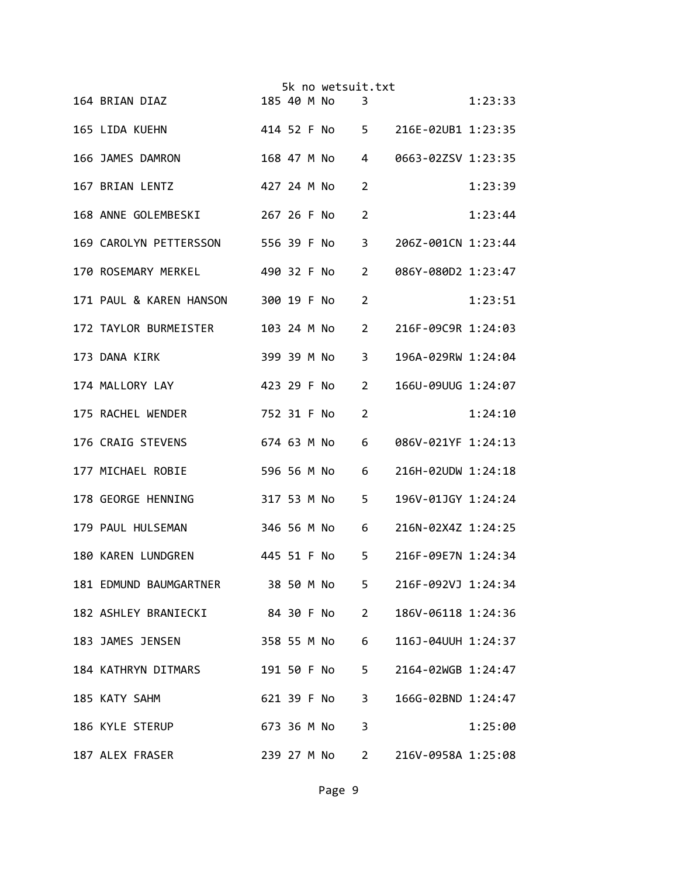| | | | | | | | | |
|---|---|---|---|---|---|---|---|---|
| 164 | BRIAN DIAZ | 185 | 40 | M | No | 3 | | 1:23:33 |
| 165 | LIDA KUEHN | 414 | 52 | F | No | 5 | 216E-02UB1 | 1:23:35 |
| 166 | JAMES DAMRON | 168 | 47 | M | No | 4 | 0663-02ZSV | 1:23:35 |
| 167 | BRIAN LENTZ | 427 | 24 | M | No | 2 | | 1:23:39 |
| 168 | ANNE GOLEMBESKI | 267 | 26 | F | No | 2 | | 1:23:44 |
| 169 | CAROLYN PETTERSSON | 556 | 39 | F | No | 3 | 206Z-001CN | 1:23:44 |
| 170 | ROSEMARY MERKEL | 490 | 32 | F | No | 2 | 086Y-080D2 | 1:23:47 |
| 171 | PAUL & KAREN HANSON | 300 | 19 | F | No | 2 | | 1:23:51 |
| 172 | TAYLOR BURMEISTER | 103 | 24 | M | No | 2 | 216F-09C9R | 1:24:03 |
| 173 | DANA KIRK | 399 | 39 | M | No | 3 | 196A-029RW | 1:24:04 |
| 174 | MALLORY LAY | 423 | 29 | F | No | 2 | 166U-09UUG | 1:24:07 |
| 175 | RACHEL WENDER | 752 | 31 | F | No | 2 | | 1:24:10 |
| 176 | CRAIG STEVENS | 674 | 63 | M | No | 6 | 086V-021YF | 1:24:13 |
| 177 | MICHAEL ROBIE | 596 | 56 | M | No | 6 | 216H-02UDW | 1:24:18 |
| 178 | GEORGE HENNING | 317 | 53 | M | No | 5 | 196V-01JGY | 1:24:24 |
| 179 | PAUL HULSEMAN | 346 | 56 | M | No | 6 | 216N-02X4Z | 1:24:25 |
| 180 | KAREN LUNDGREN | 445 | 51 | F | No | 5 | 216F-09E7N | 1:24:34 |
| 181 | EDMUND BAUMGARTNER | 38 | 50 | M | No | 5 | 216F-092VJ | 1:24:34 |
| 182 | ASHLEY BRANIECKI | 84 | 30 | F | No | 2 | 186V-06118 | 1:24:36 |
| 183 | JAMES JENSEN | 358 | 55 | M | No | 6 | 116J-04UUH | 1:24:37 |
| 184 | KATHRYN DITMARS | 191 | 50 | F | No | 5 | 2164-02WGB | 1:24:47 |
| 185 | KATY SAHM | 621 | 39 | F | No | 3 | 166G-02BND | 1:24:47 |
| 186 | KYLE STERUP | 673 | 36 | M | No | 3 | | 1:25:00 |
| 187 | ALEX FRASER | 239 | 27 | M | No | 2 | 216V-0958A | 1:25:08 |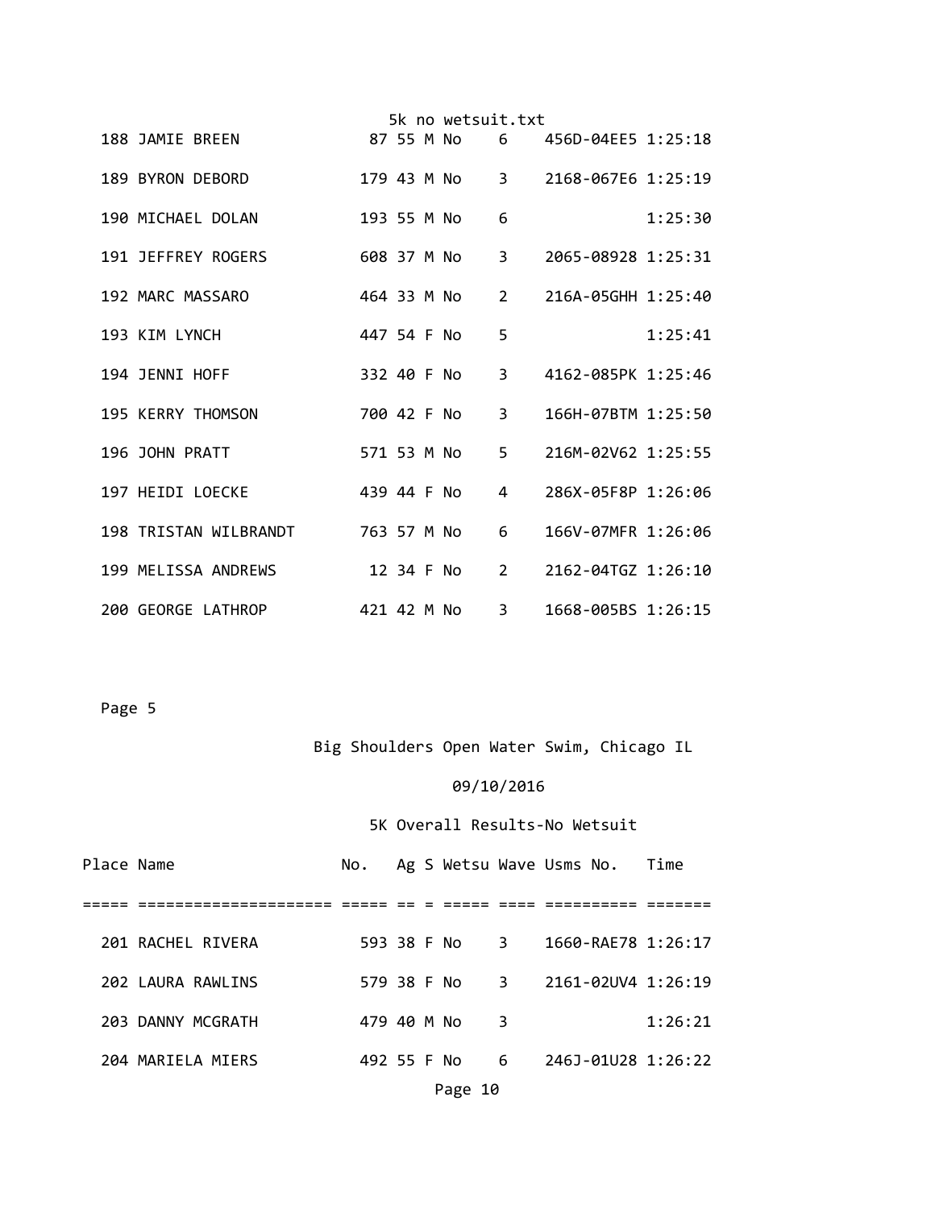| Place | Name | No. | Ag | S | Wetsu | Wave | Usms No. | Time |
|---|---|---|---|---|---|---|---|---|
| 188 | JAMIE BREEN | 87 | 55 | M | No | 6 | 456D-04EE5 | 1:25:18 |
| 189 | BYRON DEBORD | 179 | 43 | M | No | 3 | 2168-067E6 | 1:25:19 |
| 190 | MICHAEL DOLAN | 193 | 55 | M | No | 6 | | 1:25:30 |
| 191 | JEFFREY ROGERS | 608 | 37 | M | No | 3 | 2065-08928 | 1:25:31 |
| 192 | MARC MASSARO | 464 | 33 | M | No | 2 | 216A-05GHH | 1:25:40 |
| 193 | KIM LYNCH | 447 | 54 | F | No | 5 | | 1:25:41 |
| 194 | JENNI HOFF | 332 | 40 | F | No | 3 | 4162-085PK | 1:25:46 |
| 195 | KERRY THOMSON | 700 | 42 | F | No | 3 | 166H-07BTM | 1:25:50 |
| 196 | JOHN PRATT | 571 | 53 | M | No | 5 | 216M-02V62 | 1:25:55 |
| 197 | HEIDI LOECKE | 439 | 44 | F | No | 4 | 286X-05F8P | 1:26:06 |
| 198 | TRISTAN WILBRANDT | 763 | 57 | M | No | 6 | 166V-07MFR | 1:26:06 |
| 199 | MELISSA ANDREWS | 12 | 34 | F | No | 2 | 2162-04TGZ | 1:26:10 |
| 200 | GEORGE LATHROP | 421 | 42 | M | No | 3 | 1668-005BS | 1:26:15 |

Page 5

Big Shoulders Open Water Swim, Chicago IL

09/10/2016

5K Overall Results-No Wetsuit

| Place | Name | No. | Ag | S | Wetsu | Wave | Usms No. | Time |
|---|---|---|---|---|---|---|---|---|
| 201 | RACHEL RIVERA | 593 | 38 | F | No | 3 | 1660-RAE78 | 1:26:17 |
| 202 | LAURA RAWLINS | 579 | 38 | F | No | 3 | 2161-02UV4 | 1:26:19 |
| 203 | DANNY MCGRATH | 479 | 40 | M | No | 3 | | 1:26:21 |
| 204 | MARIELA MIERS | 492 | 55 | F | No | 6 | 246J-01U28 | 1:26:22 |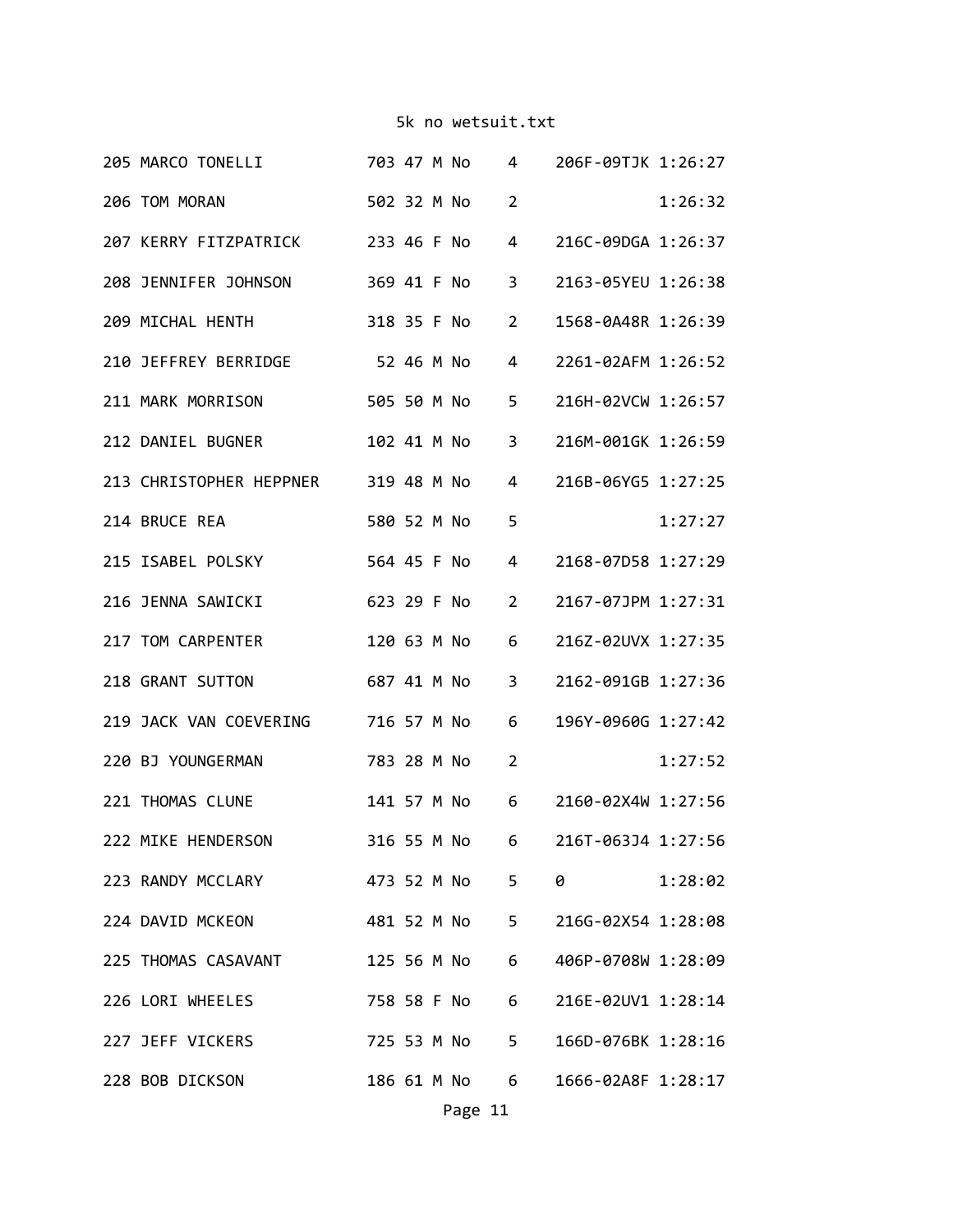| | | | | | | | | |
|---|---|---|---|---|---|---|---|---|
| 205 | MARCO TONELLI | 703 | 47 | M | No | 4 | 206F-09TJK | 1:26:27 |
| 206 | TOM MORAN | 502 | 32 | M | No | 2 | | 1:26:32 |
| 207 | KERRY FITZPATRICK | 233 | 46 | F | No | 4 | 216C-09DGA | 1:26:37 |
| 208 | JENNIFER JOHNSON | 369 | 41 | F | No | 3 | 2163-05YEU | 1:26:38 |
| 209 | MICHAL HENTH | 318 | 35 | F | No | 2 | 1568-0A48R | 1:26:39 |
| 210 | JEFFREY BERRIDGE | 52 | 46 | M | No | 4 | 2261-02AFM | 1:26:52 |
| 211 | MARK MORRISON | 505 | 50 | M | No | 5 | 216H-02VCW | 1:26:57 |
| 212 | DANIEL BUGNER | 102 | 41 | M | No | 3 | 216M-001GK | 1:26:59 |
| 213 | CHRISTOPHER HEPPNER | 319 | 48 | M | No | 4 | 216B-06YG5 | 1:27:25 |
| 214 | BRUCE REA | 580 | 52 | M | No | 5 | | 1:27:27 |
| 215 | ISABEL POLSKY | 564 | 45 | F | No | 4 | 2168-07D58 | 1:27:29 |
| 216 | JENNA SAWICKI | 623 | 29 | F | No | 2 | 2167-07JPM | 1:27:31 |
| 217 | TOM CARPENTER | 120 | 63 | M | No | 6 | 216Z-02UVX | 1:27:35 |
| 218 | GRANT SUTTON | 687 | 41 | M | No | 3 | 2162-091GB | 1:27:36 |
| 219 | JACK VAN COEVERING | 716 | 57 | M | No | 6 | 196Y-0960G | 1:27:42 |
| 220 | BJ YOUNGERMAN | 783 | 28 | M | No | 2 | | 1:27:52 |
| 221 | THOMAS CLUNE | 141 | 57 | M | No | 6 | 2160-02X4W | 1:27:56 |
| 222 | MIKE HENDERSON | 316 | 55 | M | No | 6 | 216T-063J4 | 1:27:56 |
| 223 | RANDY MCCLARY | 473 | 52 | M | No | 5 | 0 | 1:28:02 |
| 224 | DAVID MCKEON | 481 | 52 | M | No | 5 | 216G-02X54 | 1:28:08 |
| 225 | THOMAS CASAVANT | 125 | 56 | M | No | 6 | 406P-0708W | 1:28:09 |
| 226 | LORI WHEELES | 758 | 58 | F | No | 6 | 216E-02UV1 | 1:28:14 |
| 227 | JEFF VICKERS | 725 | 53 | M | No | 5 | 166D-076BK | 1:28:16 |
| 228 | BOB DICKSON | 186 | 61 | M | No | 6 | 1666-02A8F | 1:28:17 |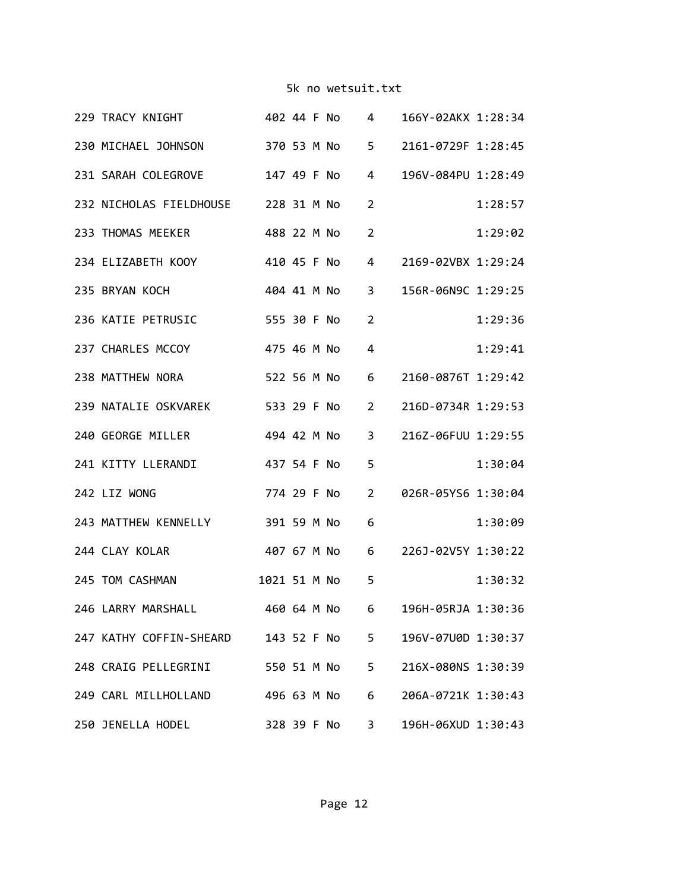| | | | | | | | | |
|---|---|---|---|---|---|---|---|---|
| 229 | TRACY KNIGHT | 402 | 44 | F | No | 4 | 166Y-02AKX | 1:28:34 |
| 230 | MICHAEL JOHNSON | 370 | 53 | M | No | 5 | 2161-0729F | 1:28:45 |
| 231 | SARAH COLEGROVE | 147 | 49 | F | No | 4 | 196V-084PU | 1:28:49 |
| 232 | NICHOLAS FIELDHOUSE | 228 | 31 | M | No | 2 | | 1:28:57 |
| 233 | THOMAS MEEKER | 488 | 22 | M | No | 2 | | 1:29:02 |
| 234 | ELIZABETH KOOY | 410 | 45 | F | No | 4 | 2169-02VBX | 1:29:24 |
| 235 | BRYAN KOCH | 404 | 41 | M | No | 3 | 156R-06N9C | 1:29:25 |
| 236 | KATIE PETRUSIC | 555 | 30 | F | No | 2 | | 1:29:36 |
| 237 | CHARLES MCCOY | 475 | 46 | M | No | 4 | | 1:29:41 |
| 238 | MATTHEW NORA | 522 | 56 | M | No | 6 | 2160-0876T | 1:29:42 |
| 239 | NATALIE OSKVAREK | 533 | 29 | F | No | 2 | 216D-0734R | 1:29:53 |
| 240 | GEORGE MILLER | 494 | 42 | M | No | 3 | 216Z-06FUU | 1:29:55 |
| 241 | KITTY LLERANDI | 437 | 54 | F | No | 5 | | 1:30:04 |
| 242 | LIZ WONG | 774 | 29 | F | No | 2 | 026R-05YS6 | 1:30:04 |
| 243 | MATTHEW KENNELLY | 391 | 59 | M | No | 6 | | 1:30:09 |
| 244 | CLAY KOLAR | 407 | 67 | M | No | 6 | 226J-02V5Y | 1:30:22 |
| 245 | TOM CASHMAN | 1021 | 51 | M | No | 5 | | 1:30:32 |
| 246 | LARRY MARSHALL | 460 | 64 | M | No | 6 | 196H-05RJA | 1:30:36 |
| 247 | KATHY COFFIN-SHEARD | 143 | 52 | F | No | 5 | 196V-07U0D | 1:30:37 |
| 248 | CRAIG PELLEGRINI | 550 | 51 | M | No | 5 | 216X-080NS | 1:30:39 |
| 249 | CARL MILLHOLLAND | 496 | 63 | M | No | 6 | 206A-0721K | 1:30:43 |
| 250 | JENELLA HODEL | 328 | 39 | F | No | 3 | 196H-06XUD | 1:30:43 |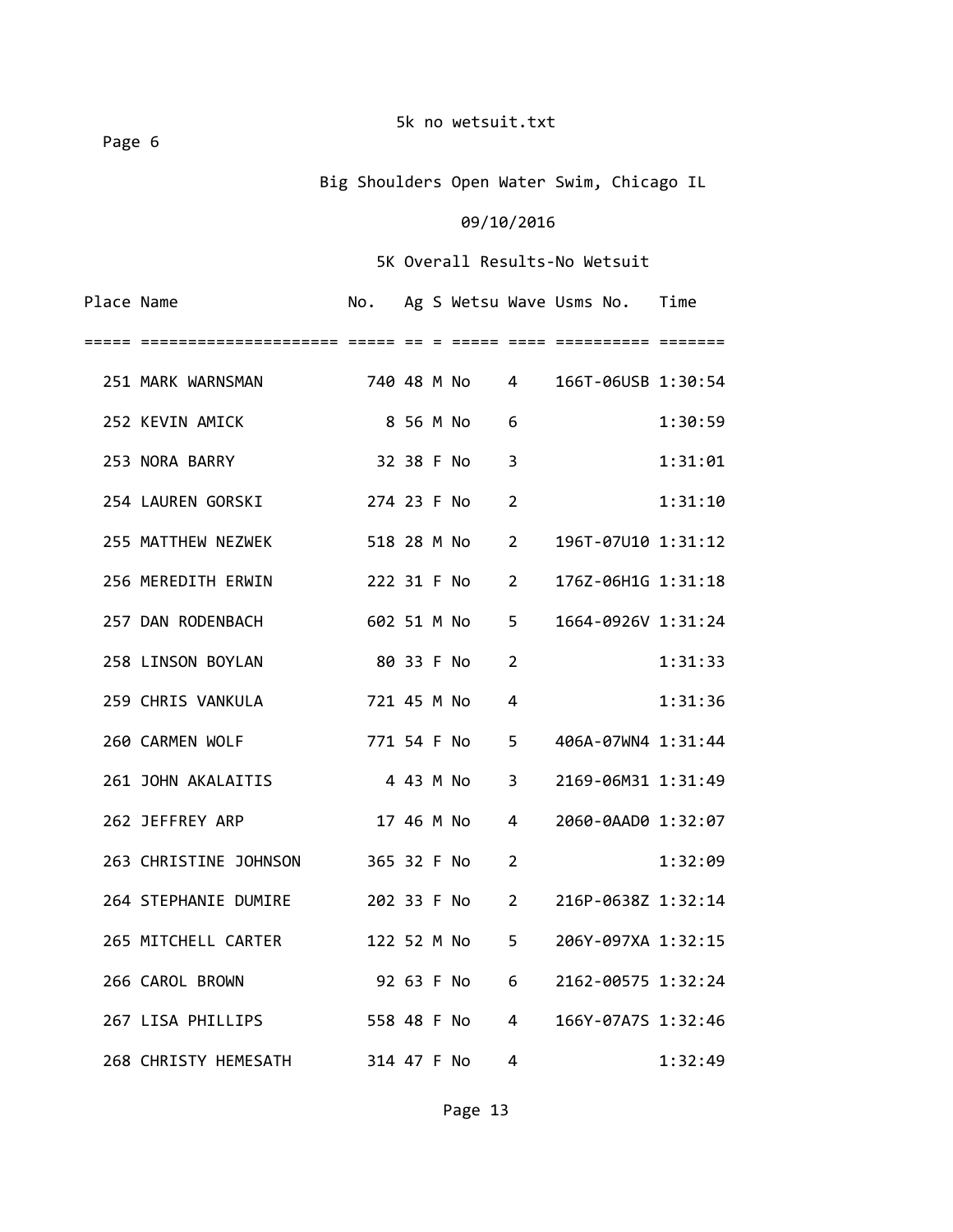Page 6

Big Shoulders Open Water Swim, Chicago IL

09/10/2016

5K Overall Results-No Wetsuit

| Place | Name | No. | Ag | S | Wetsu | Wave | Usms No. | Time |
|---|---|---|---|---|---|---|---|---|
| 251 | MARK WARNSMAN | 740 | 48 | M | No | 4 | 166T-06USB | 1:30:54 |
| 252 | KEVIN AMICK | 8 | 56 | M | No | 6 | | 1:30:59 |
| 253 | NORA BARRY | 32 | 38 | F | No | 3 | | 1:31:01 |
| 254 | LAUREN GORSKI | 274 | 23 | F | No | 2 | | 1:31:10 |
| 255 | MATTHEW NEZWEK | 518 | 28 | M | No | 2 | 196T-07U10 | 1:31:12 |
| 256 | MEREDITH ERWIN | 222 | 31 | F | No | 2 | 176Z-06H1G | 1:31:18 |
| 257 | DAN RODENBACH | 602 | 51 | M | No | 5 | 1664-0926V | 1:31:24 |
| 258 | LINSON BOYLAN | 80 | 33 | F | No | 2 | | 1:31:33 |
| 259 | CHRIS VANKULA | 721 | 45 | M | No | 4 | | 1:31:36 |
| 260 | CARMEN WOLF | 771 | 54 | F | No | 5 | 406A-07WN4 | 1:31:44 |
| 261 | JOHN AKALAITIS | 4 | 43 | M | No | 3 | 2169-06M31 | 1:31:49 |
| 262 | JEFFREY ARP | 17 | 46 | M | No | 4 | 2060-0AAD0 | 1:32:07 |
| 263 | CHRISTINE JOHNSON | 365 | 32 | F | No | 2 | | 1:32:09 |
| 264 | STEPHANIE DUMIRE | 202 | 33 | F | No | 2 | 216P-0638Z | 1:32:14 |
| 265 | MITCHELL CARTER | 122 | 52 | M | No | 5 | 206Y-097XA | 1:32:15 |
| 266 | CAROL BROWN | 92 | 63 | F | No | 6 | 2162-00575 | 1:32:24 |
| 267 | LISA PHILLIPS | 558 | 48 | F | No | 4 | 166Y-07A7S | 1:32:46 |
| 268 | CHRISTY HEMESATH | 314 | 47 | F | No | 4 | | 1:32:49 |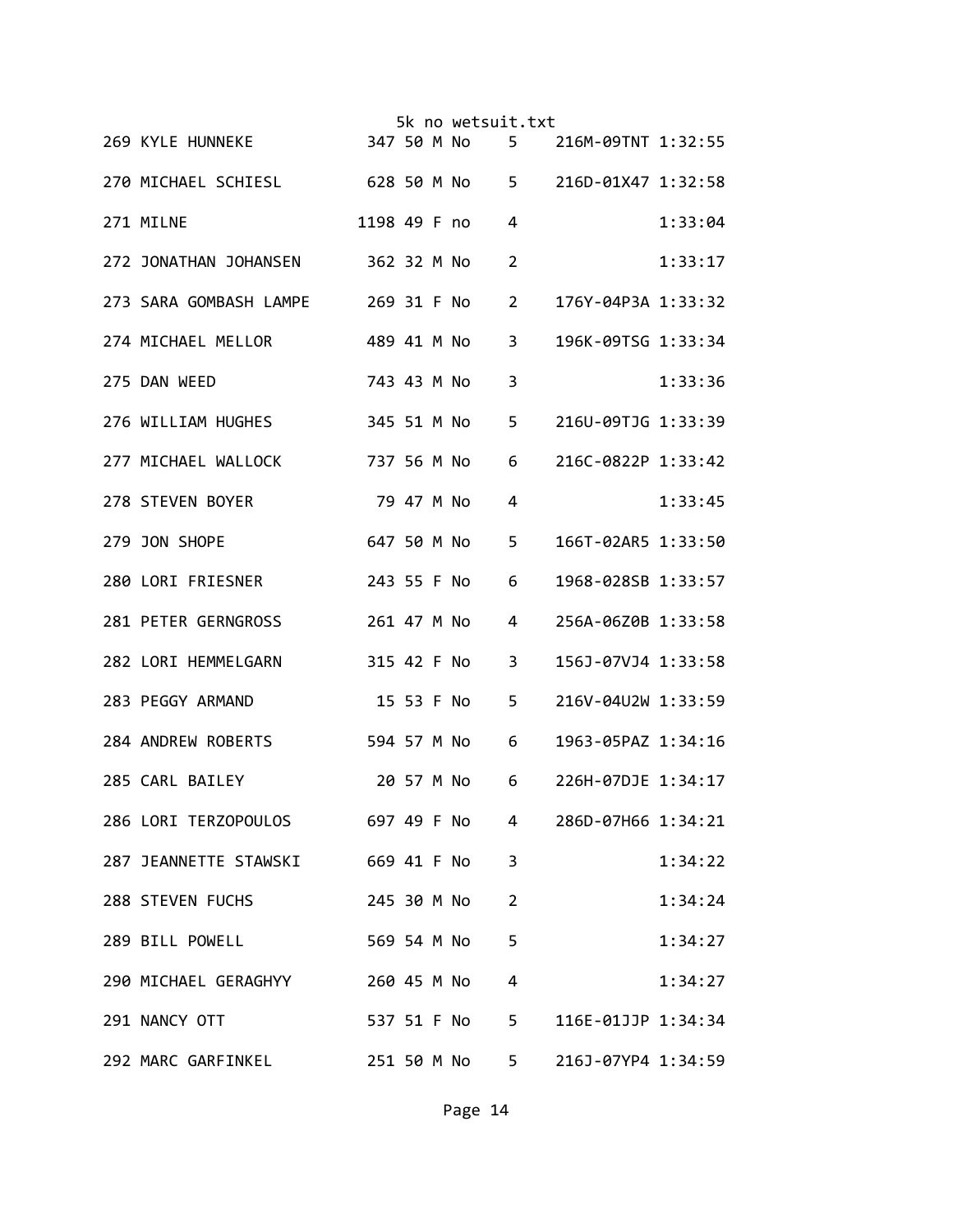| | | | | | | | | |
|---|---|---|---|---|---|---|---|---|
| 269 | KYLE HUNNEKE | 347 | 50 | M | No | 5 | 216M-09TNT | 1:32:55 |
| 270 | MICHAEL SCHIESL | 628 | 50 | M | No | 5 | 216D-01X47 | 1:32:58 |
| 271 | MILNE | 1198 | 49 | F | no | 4 | | 1:33:04 |
| 272 | JONATHAN JOHANSEN | 362 | 32 | M | No | 2 | | 1:33:17 |
| 273 | SARA GOMBASH LAMPE | 269 | 31 | F | No | 2 | 176Y-04P3A | 1:33:32 |
| 274 | MICHAEL MELLOR | 489 | 41 | M | No | 3 | 196K-09TSG | 1:33:34 |
| 275 | DAN WEED | 743 | 43 | M | No | 3 | | 1:33:36 |
| 276 | WILLIAM HUGHES | 345 | 51 | M | No | 5 | 216U-09TJG | 1:33:39 |
| 277 | MICHAEL WALLOCK | 737 | 56 | M | No | 6 | 216C-0822P | 1:33:42 |
| 278 | STEVEN BOYER | 79 | 47 | M | No | 4 | | 1:33:45 |
| 279 | JON SHOPE | 647 | 50 | M | No | 5 | 166T-02AR5 | 1:33:50 |
| 280 | LORI FRIESNER | 243 | 55 | F | No | 6 | 1968-028SB | 1:33:57 |
| 281 | PETER GERNGROSS | 261 | 47 | M | No | 4 | 256A-06Z0B | 1:33:58 |
| 282 | LORI HEMMELGARN | 315 | 42 | F | No | 3 | 156J-07VJ4 | 1:33:58 |
| 283 | PEGGY ARMAND | 15 | 53 | F | No | 5 | 216V-04U2W | 1:33:59 |
| 284 | ANDREW ROBERTS | 594 | 57 | M | No | 6 | 1963-05PAZ | 1:34:16 |
| 285 | CARL BAILEY | 20 | 57 | M | No | 6 | 226H-07DJE | 1:34:17 |
| 286 | LORI TERZOPOULOS | 697 | 49 | F | No | 4 | 286D-07H66 | 1:34:21 |
| 287 | JEANNETTE STAWSKI | 669 | 41 | F | No | 3 | | 1:34:22 |
| 288 | STEVEN FUCHS | 245 | 30 | M | No | 2 | | 1:34:24 |
| 289 | BILL POWELL | 569 | 54 | M | No | 5 | | 1:34:27 |
| 290 | MICHAEL GERAGHYY | 260 | 45 | M | No | 4 | | 1:34:27 |
| 291 | NANCY OTT | 537 | 51 | F | No | 5 | 116E-01JJP | 1:34:34 |
| 292 | MARC GARFINKEL | 251 | 50 | M | No | 5 | 216J-07YP4 | 1:34:59 |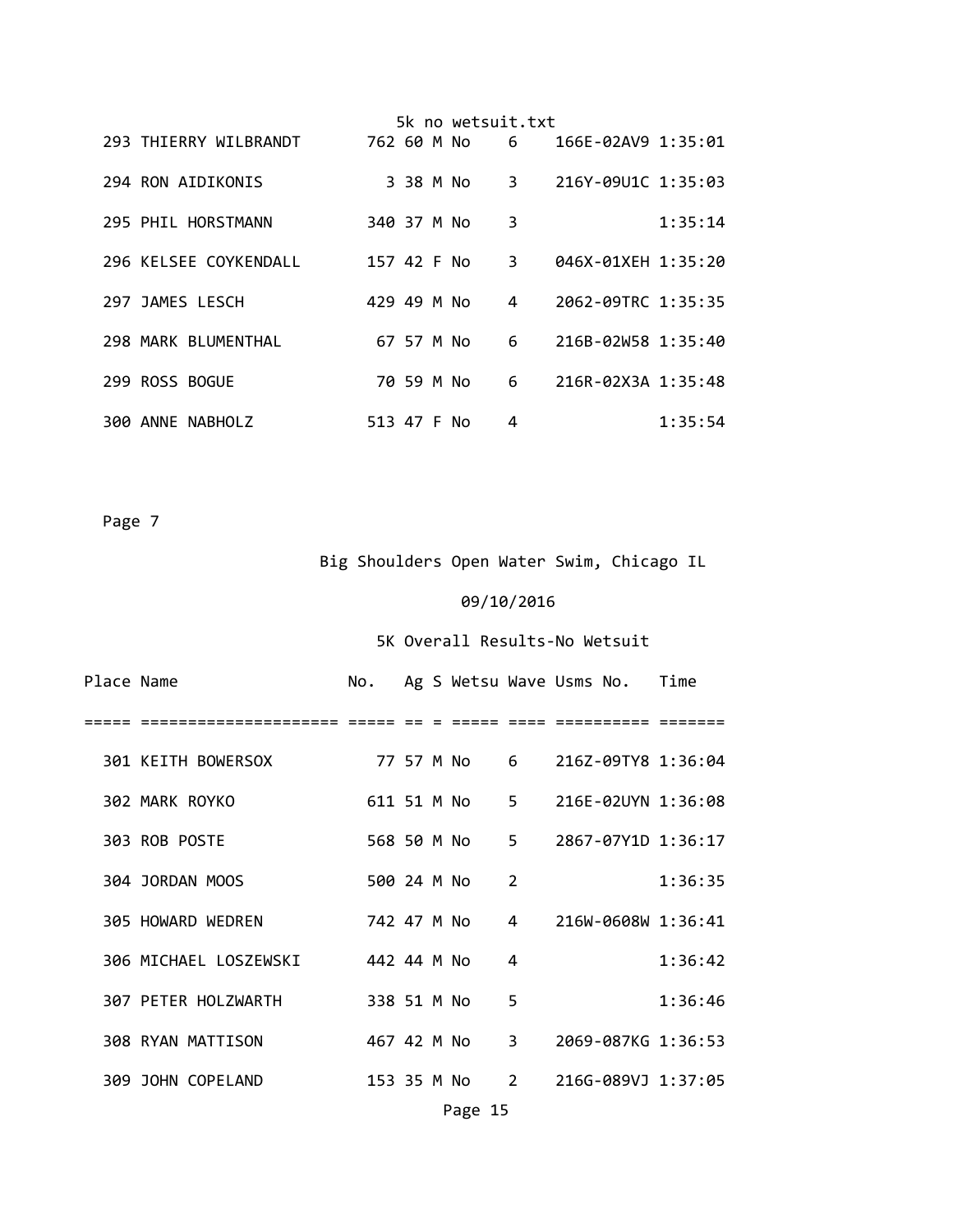| Place | Name | No. | Ag | S | Wetsu | Wave | Usms No. | Time |
|---|---|---|---|---|---|---|---|---|
| 293 | THIERRY WILBRANDT | 762 | 60 | M | No | 6 | 166E-02AV9 | 1:35:01 |
| 294 | RON AIDIKONIS | 3 | 38 | M | No | 3 | 216Y-09U1C | 1:35:03 |
| 295 | PHIL HORSTMANN | 340 | 37 | M | No | 3 | | 1:35:14 |
| 296 | KELSEE COYKENDALL | 157 | 42 | F | No | 3 | 046X-01XEH | 1:35:20 |
| 297 | JAMES LESCH | 429 | 49 | M | No | 4 | 2062-09TRC | 1:35:35 |
| 298 | MARK BLUMENTHAL | 67 | 57 | M | No | 6 | 216B-02W58 | 1:35:40 |
| 299 | ROSS BOGUE | 70 | 59 | M | No | 6 | 216R-02X3A | 1:35:48 |
| 300 | ANNE NABHOLZ | 513 | 47 | F | No | 4 | | 1:35:54 |

Page 7

Big Shoulders Open Water Swim, Chicago IL

09/10/2016

5K Overall Results-No Wetsuit

| Place | Name | No. | Ag | S | Wetsu | Wave | Usms No. | Time |
|---|---|---|---|---|---|---|---|---|
| 301 | KEITH BOWERSOX | 77 | 57 | M | No | 6 | 216Z-09TY8 | 1:36:04 |
| 302 | MARK ROYKO | 611 | 51 | M | No | 5 | 216E-02UYN | 1:36:08 |
| 303 | ROB POSTE | 568 | 50 | M | No | 5 | 2867-07Y1D | 1:36:17 |
| 304 | JORDAN MOOS | 500 | 24 | M | No | 2 | | 1:36:35 |
| 305 | HOWARD WEDREN | 742 | 47 | M | No | 4 | 216W-0608W | 1:36:41 |
| 306 | MICHAEL LOSZEWSKI | 442 | 44 | M | No | 4 | | 1:36:42 |
| 307 | PETER HOLZWARTH | 338 | 51 | M | No | 5 | | 1:36:46 |
| 308 | RYAN MATTISON | 467 | 42 | M | No | 3 | 2069-087KG | 1:36:53 |
| 309 | JOHN COPELAND | 153 | 35 | M | No | 2 | 216G-089VJ | 1:37:05 |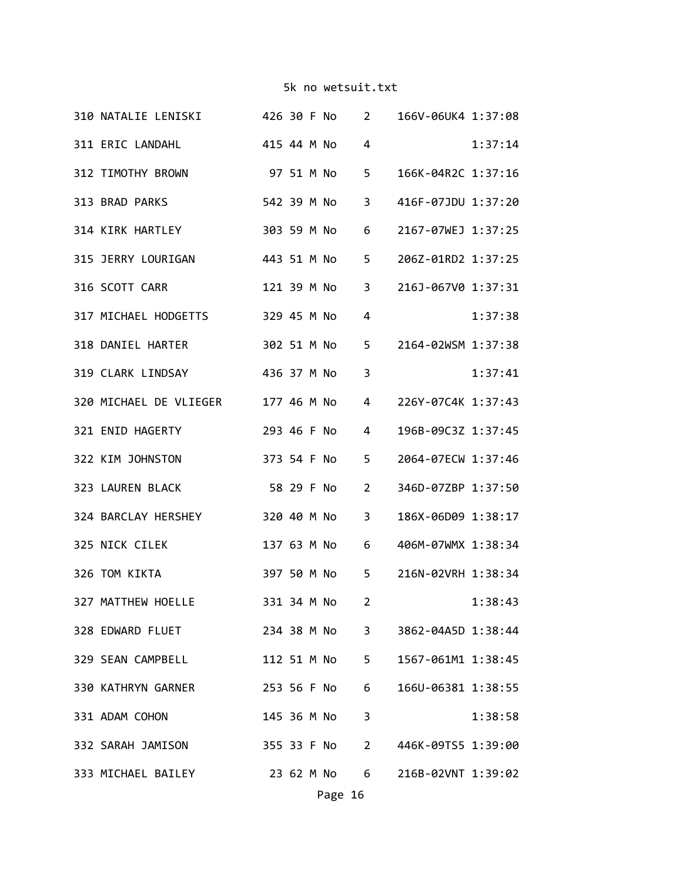| | | | | | | | | |
|---|---|---|---|---|---|---|---|---|
| 310 | NATALIE LENISKI | 426 | 30 | F | No | 2 | 166V-06UK4 | 1:37:08 |
| 311 | ERIC LANDAHL | 415 | 44 | M | No | 4 | | 1:37:14 |
| 312 | TIMOTHY BROWN | 97 | 51 | M | No | 5 | 166K-04R2C | 1:37:16 |
| 313 | BRAD PARKS | 542 | 39 | M | No | 3 | 416F-07JDU | 1:37:20 |
| 314 | KIRK HARTLEY | 303 | 59 | M | No | 6 | 2167-07WEJ | 1:37:25 |
| 315 | JERRY LOURIGAN | 443 | 51 | M | No | 5 | 206Z-01RD2 | 1:37:25 |
| 316 | SCOTT CARR | 121 | 39 | M | No | 3 | 216J-067V0 | 1:37:31 |
| 317 | MICHAEL HODGETTS | 329 | 45 | M | No | 4 | | 1:37:38 |
| 318 | DANIEL HARTER | 302 | 51 | M | No | 5 | 2164-02WSM | 1:37:38 |
| 319 | CLARK LINDSAY | 436 | 37 | M | No | 3 | | 1:37:41 |
| 320 | MICHAEL DE VLIEGER | 177 | 46 | M | No | 4 | 226Y-07C4K | 1:37:43 |
| 321 | ENID HAGERTY | 293 | 46 | F | No | 4 | 196B-09C3Z | 1:37:45 |
| 322 | KIM JOHNSTON | 373 | 54 | F | No | 5 | 2064-07ECW | 1:37:46 |
| 323 | LAUREN BLACK | 58 | 29 | F | No | 2 | 346D-07ZBP | 1:37:50 |
| 324 | BARCLAY HERSHEY | 320 | 40 | M | No | 3 | 186X-06D09 | 1:38:17 |
| 325 | NICK CILEK | 137 | 63 | M | No | 6 | 406M-07WMX | 1:38:34 |
| 326 | TOM KIKTA | 397 | 50 | M | No | 5 | 216N-02VRH | 1:38:34 |
| 327 | MATTHEW HOELLE | 331 | 34 | M | No | 2 | | 1:38:43 |
| 328 | EDWARD FLUET | 234 | 38 | M | No | 3 | 3862-04A5D | 1:38:44 |
| 329 | SEAN CAMPBELL | 112 | 51 | M | No | 5 | 1567-061M1 | 1:38:45 |
| 330 | KATHRYN GARNER | 253 | 56 | F | No | 6 | 166U-06381 | 1:38:55 |
| 331 | ADAM COHON | 145 | 36 | M | No | 3 | | 1:38:58 |
| 332 | SARAH JAMISON | 355 | 33 | F | No | 2 | 446K-09TS5 | 1:39:00 |
| 333 | MICHAEL BAILEY | 23 | 62 | M | No | 6 | 216B-02VNT | 1:39:02 |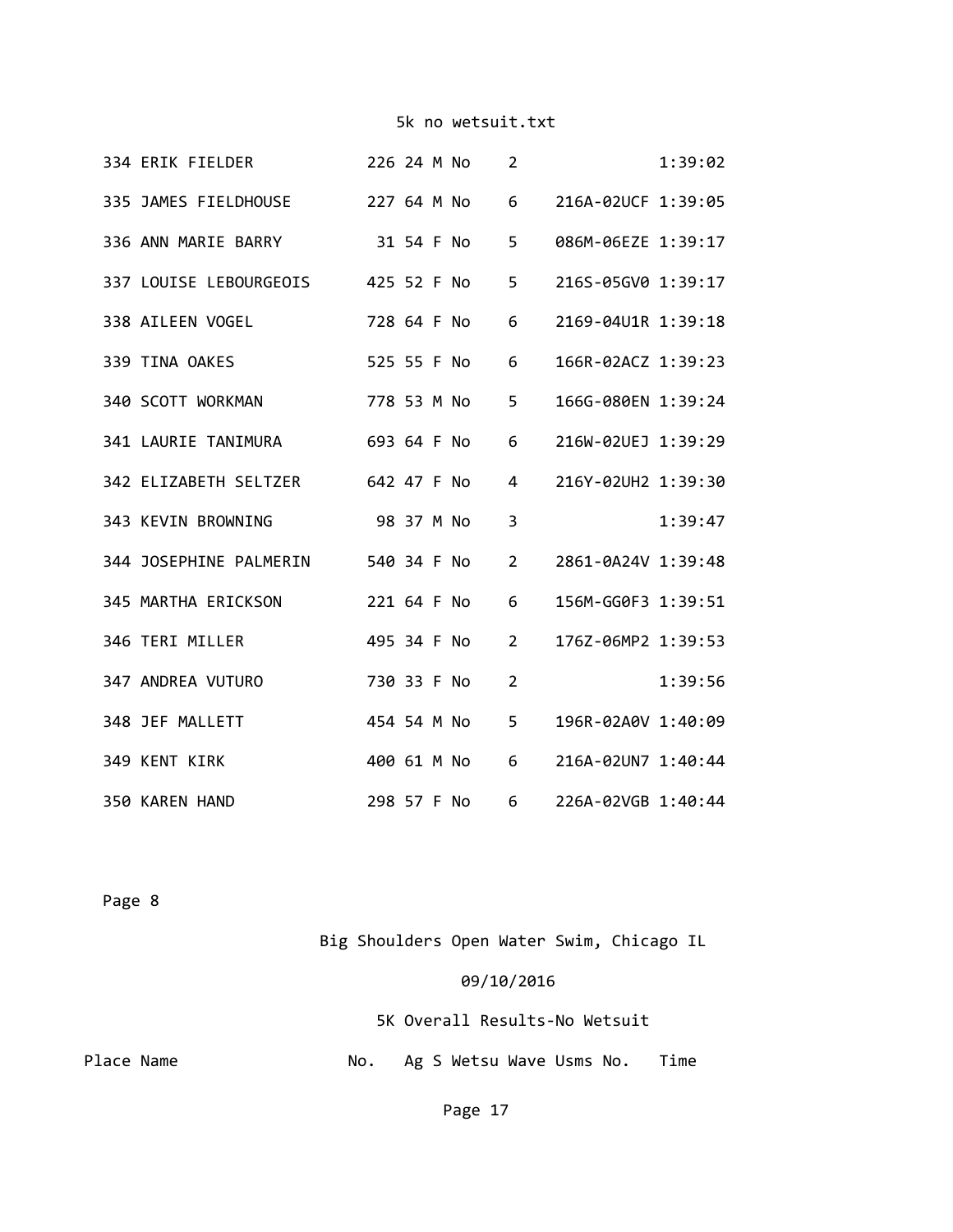5k no wetsuit.txt

| | | | | | | | | |
|---|---|---|---|---|---|---|---|---|
| 334 | ERIK FIELDER | 226 | 24 | M | No | 2 | | 1:39:02 |
| 335 | JAMES FIELDHOUSE | 227 | 64 | M | No | 6 | 216A-02UCF | 1:39:05 |
| 336 | ANN MARIE BARRY | 31 | 54 | F | No | 5 | 086M-06EZE | 1:39:17 |
| 337 | LOUISE LEBOURGEOIS | 425 | 52 | F | No | 5 | 216S-05GV0 | 1:39:17 |
| 338 | AILEEN VOGEL | 728 | 64 | F | No | 6 | 2169-04U1R | 1:39:18 |
| 339 | TINA OAKES | 525 | 55 | F | No | 6 | 166R-02ACZ | 1:39:23 |
| 340 | SCOTT WORKMAN | 778 | 53 | M | No | 5 | 166G-080EN | 1:39:24 |
| 341 | LAURIE TANIMURA | 693 | 64 | F | No | 6 | 216W-02UEJ | 1:39:29 |
| 342 | ELIZABETH SELTZER | 642 | 47 | F | No | 4 | 216Y-02UH2 | 1:39:30 |
| 343 | KEVIN BROWNING | 98 | 37 | M | No | 3 | | 1:39:47 |
| 344 | JOSEPHINE PALMERIN | 540 | 34 | F | No | 2 | 2861-0A24V | 1:39:48 |
| 345 | MARTHA ERICKSON | 221 | 64 | F | No | 6 | 156M-GG0F3 | 1:39:51 |
| 346 | TERI MILLER | 495 | 34 | F | No | 2 | 176Z-06MP2 | 1:39:53 |
| 347 | ANDREA VUTURO | 730 | 33 | F | No | 2 | | 1:39:56 |
| 348 | JEF MALLETT | 454 | 54 | M | No | 5 | 196R-02A0V | 1:40:09 |
| 349 | KENT KIRK | 400 | 61 | M | No | 6 | 216A-02UN7 | 1:40:44 |
| 350 | KAREN HAND | 298 | 57 | F | No | 6 | 226A-02VGB | 1:40:44 |

Page 8

Big Shoulders Open Water Swim, Chicago IL

09/10/2016

5K Overall Results-No Wetsuit

Place Name No. Ag S Wetsu Wave Usms No. Time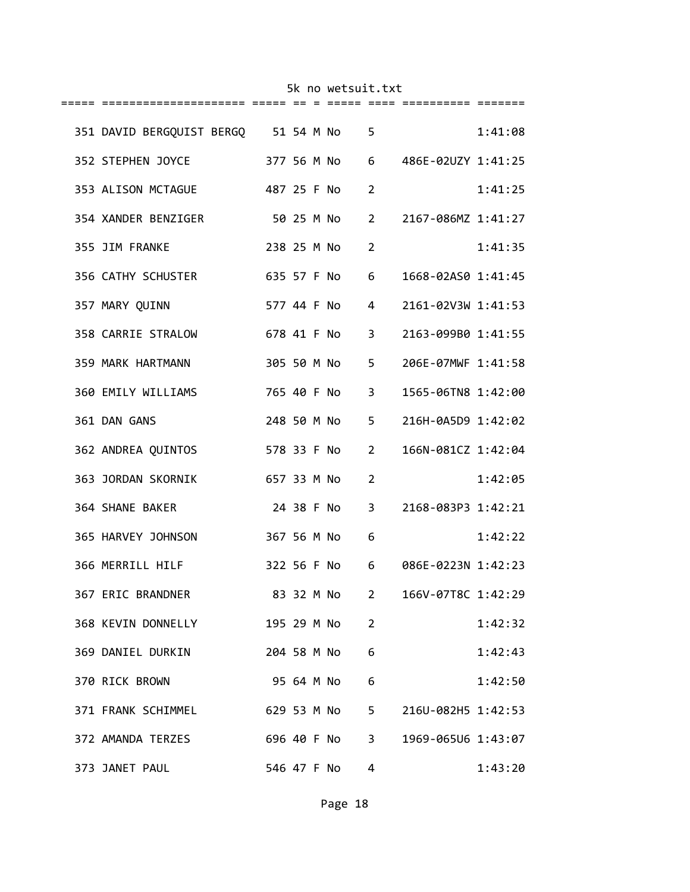5k no wetsuit.txt

| | | | | | | | | |
|---|---|---|---|---|---|---|---|---|
| 351 | DAVID BERGQUIST BERGQ | 51 | 54 | M | No | 5 | | 1:41:08 |
| 352 | STEPHEN JOYCE | 377 | 56 | M | No | 6 | 486E-02UZY | 1:41:25 |
| 353 | ALISON MCTAGUE | 487 | 25 | F | No | 2 | | 1:41:25 |
| 354 | XANDER BENZIGER | 50 | 25 | M | No | 2 | 2167-086MZ | 1:41:27 |
| 355 | JIM FRANKE | 238 | 25 | M | No | 2 | | 1:41:35 |
| 356 | CATHY SCHUSTER | 635 | 57 | F | No | 6 | 1668-02AS0 | 1:41:45 |
| 357 | MARY QUINN | 577 | 44 | F | No | 4 | 2161-02V3W | 1:41:53 |
| 358 | CARRIE STRALOW | 678 | 41 | F | No | 3 | 2163-099B0 | 1:41:55 |
| 359 | MARK HARTMANN | 305 | 50 | M | No | 5 | 206E-07MWF | 1:41:58 |
| 360 | EMILY WILLIAMS | 765 | 40 | F | No | 3 | 1565-06TN8 | 1:42:00 |
| 361 | DAN GANS | 248 | 50 | M | No | 5 | 216H-0A5D9 | 1:42:02 |
| 362 | ANDREA QUINTOS | 578 | 33 | F | No | 2 | 166N-081CZ | 1:42:04 |
| 363 | JORDAN SKORNIK | 657 | 33 | M | No | 2 | | 1:42:05 |
| 364 | SHANE BAKER | 24 | 38 | F | No | 3 | 2168-083P3 | 1:42:21 |
| 365 | HARVEY JOHNSON | 367 | 56 | M | No | 6 | | 1:42:22 |
| 366 | MERRILL HILF | 322 | 56 | F | No | 6 | 086E-0223N | 1:42:23 |
| 367 | ERIC BRANDNER | 83 | 32 | M | No | 2 | 166V-07T8C | 1:42:29 |
| 368 | KEVIN DONNELLY | 195 | 29 | M | No | 2 | | 1:42:32 |
| 369 | DANIEL DURKIN | 204 | 58 | M | No | 6 | | 1:42:43 |
| 370 | RICK BROWN | 95 | 64 | M | No | 6 | | 1:42:50 |
| 371 | FRANK SCHIMMEL | 629 | 53 | M | No | 5 | 216U-082H5 | 1:42:53 |
| 372 | AMANDA TERZES | 696 | 40 | F | No | 3 | 1969-065U6 | 1:43:07 |
| 373 | JANET PAUL | 546 | 47 | F | No | 4 | | 1:43:20 |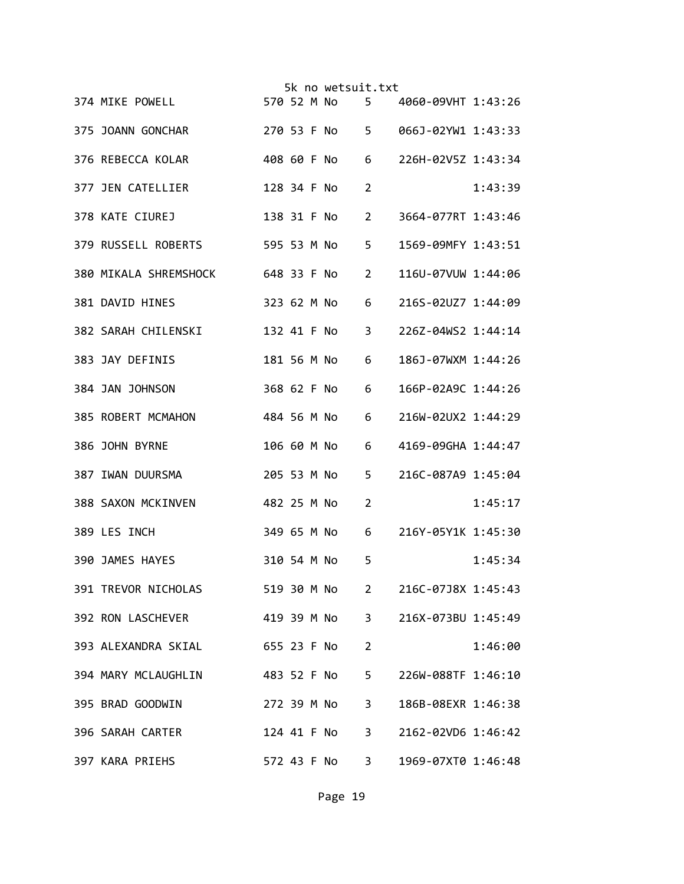| | | | | | | | | |
|---|---|---|---|---|---|---|---|---|
| 374 | MIKE POWELL | 570 | 52 | M | No | 5 | 4060-09VHT | 1:43:26 |
| 375 | JOANN GONCHAR | 270 | 53 | F | No | 5 | 066J-02YW1 | 1:43:33 |
| 376 | REBECCA KOLAR | 408 | 60 | F | No | 6 | 226H-02V5Z | 1:43:34 |
| 377 | JEN CATELLIER | 128 | 34 | F | No | 2 | | 1:43:39 |
| 378 | KATE CIUREJ | 138 | 31 | F | No | 2 | 3664-077RT | 1:43:46 |
| 379 | RUSSELL ROBERTS | 595 | 53 | M | No | 5 | 1569-09MFY | 1:43:51 |
| 380 | MIKALA SHREMSHOCK | 648 | 33 | F | No | 2 | 116U-07VUW | 1:44:06 |
| 381 | DAVID HINES | 323 | 62 | M | No | 6 | 216S-02UZ7 | 1:44:09 |
| 382 | SARAH CHILENSKI | 132 | 41 | F | No | 3 | 226Z-04WS2 | 1:44:14 |
| 383 | JAY DEFINIS | 181 | 56 | M | No | 6 | 186J-07WXM | 1:44:26 |
| 384 | JAN JOHNSON | 368 | 62 | F | No | 6 | 166P-02A9C | 1:44:26 |
| 385 | ROBERT MCMAHON | 484 | 56 | M | No | 6 | 216W-02UX2 | 1:44:29 |
| 386 | JOHN BYRNE | 106 | 60 | M | No | 6 | 4169-09GHA | 1:44:47 |
| 387 | IWAN DUURSMA | 205 | 53 | M | No | 5 | 216C-087A9 | 1:45:04 |
| 388 | SAXON MCKINVEN | 482 | 25 | M | No | 2 | | 1:45:17 |
| 389 | LES INCH | 349 | 65 | M | No | 6 | 216Y-05Y1K | 1:45:30 |
| 390 | JAMES HAYES | 310 | 54 | M | No | 5 | | 1:45:34 |
| 391 | TREVOR NICHOLAS | 519 | 30 | M | No | 2 | 216C-07J8X | 1:45:43 |
| 392 | RON LASCHEVER | 419 | 39 | M | No | 3 | 216X-073BU | 1:45:49 |
| 393 | ALEXANDRA SKIAL | 655 | 23 | F | No | 2 | | 1:46:00 |
| 394 | MARY MCLAUGHLIN | 483 | 52 | F | No | 5 | 226W-088TF | 1:46:10 |
| 395 | BRAD GOODWIN | 272 | 39 | M | No | 3 | 186B-08EXR | 1:46:38 |
| 396 | SARAH CARTER | 124 | 41 | F | No | 3 | 2162-02VD6 | 1:46:42 |
| 397 | KARA PRIEHS | 572 | 43 | F | No | 3 | 1969-07XT0 | 1:46:48 |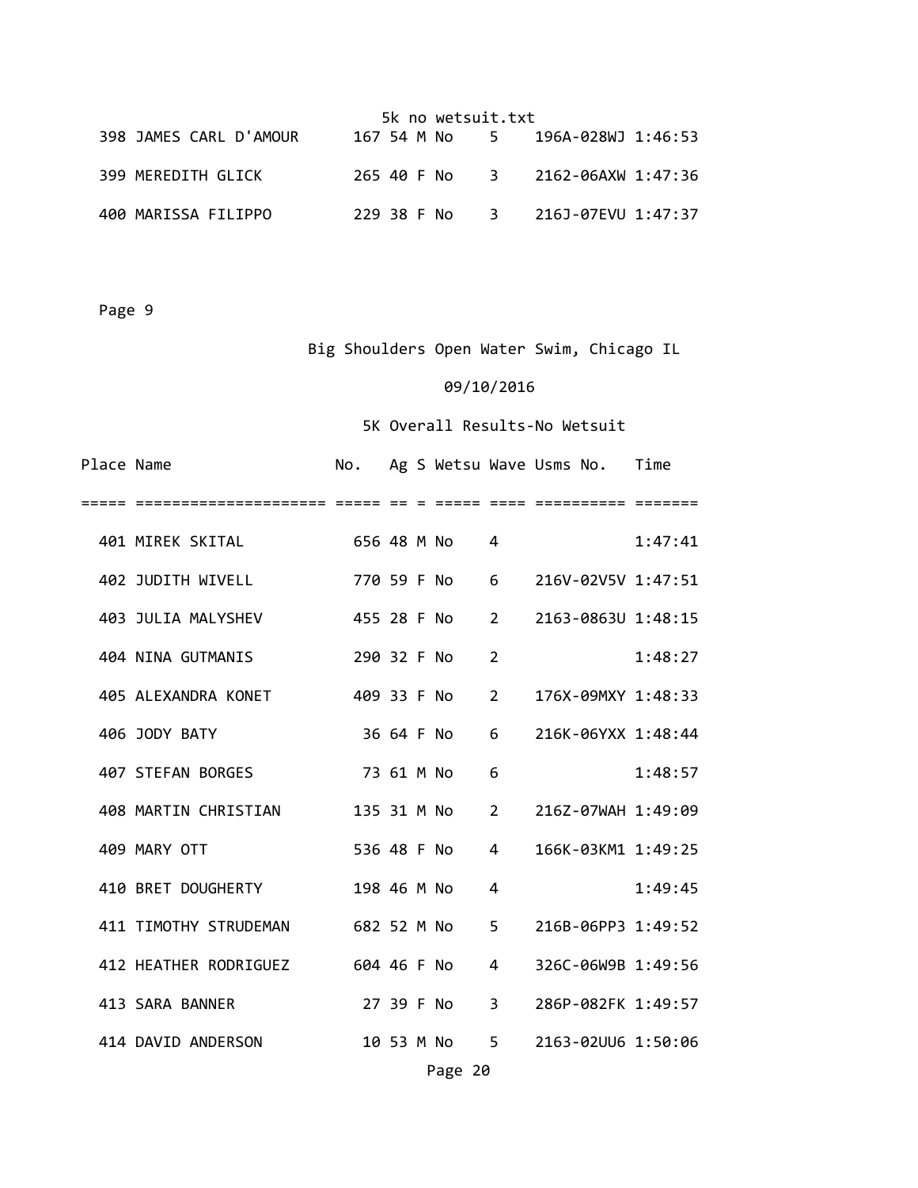| | | | | | | | |
|---|---|---|---|---|---|---|---|
| 398 | JAMES CARL D'AMOUR | 167 | 54 | M | No | 5 | 196A-028WJ | 1:46:53 |
| 399 | MEREDITH GLICK | 265 | 40 | F | No | 3 | 2162-06AXW | 1:47:36 |
| 400 | MARISSA FILIPPO | 229 | 38 | F | No | 3 | 216J-07EVU | 1:47:37 |

Page 9

Big Shoulders Open Water Swim, Chicago IL

09/10/2016

5K Overall Results-No Wetsuit

| Place | Name | No. | Ag | S | Wetsu | Wave | Usms No. | Time |
|---|---|---|---|---|---|---|---|---|
| 401 | MIREK SKITAL | 656 | 48 | M | No | 4 | | 1:47:41 |
| 402 | JUDITH WIVELL | 770 | 59 | F | No | 6 | 216V-02V5V | 1:47:51 |
| 403 | JULIA MALYSHEV | 455 | 28 | F | No | 2 | 2163-0863U | 1:48:15 |
| 404 | NINA GUTMANIS | 290 | 32 | F | No | 2 | | 1:48:27 |
| 405 | ALEXANDRA KONET | 409 | 33 | F | No | 2 | 176X-09MXY | 1:48:33 |
| 406 | JODY BATY | 36 | 64 | F | No | 6 | 216K-06YXX | 1:48:44 |
| 407 | STEFAN BORGES | 73 | 61 | M | No | 6 | | 1:48:57 |
| 408 | MARTIN CHRISTIAN | 135 | 31 | M | No | 2 | 216Z-07WAH | 1:49:09 |
| 409 | MARY OTT | 536 | 48 | F | No | 4 | 166K-03KM1 | 1:49:25 |
| 410 | BRET DOUGHERTY | 198 | 46 | M | No | 4 | | 1:49:45 |
| 411 | TIMOTHY STRUDEMAN | 682 | 52 | M | No | 5 | 216B-06PP3 | 1:49:52 |
| 412 | HEATHER RODRIGUEZ | 604 | 46 | F | No | 4 | 326C-06W9B | 1:49:56 |
| 413 | SARA BANNER | 27 | 39 | F | No | 3 | 286P-082FK | 1:49:57 |
| 414 | DAVID ANDERSON | 10 | 53 | M | No | 5 | 2163-02UU6 | 1:50:06 |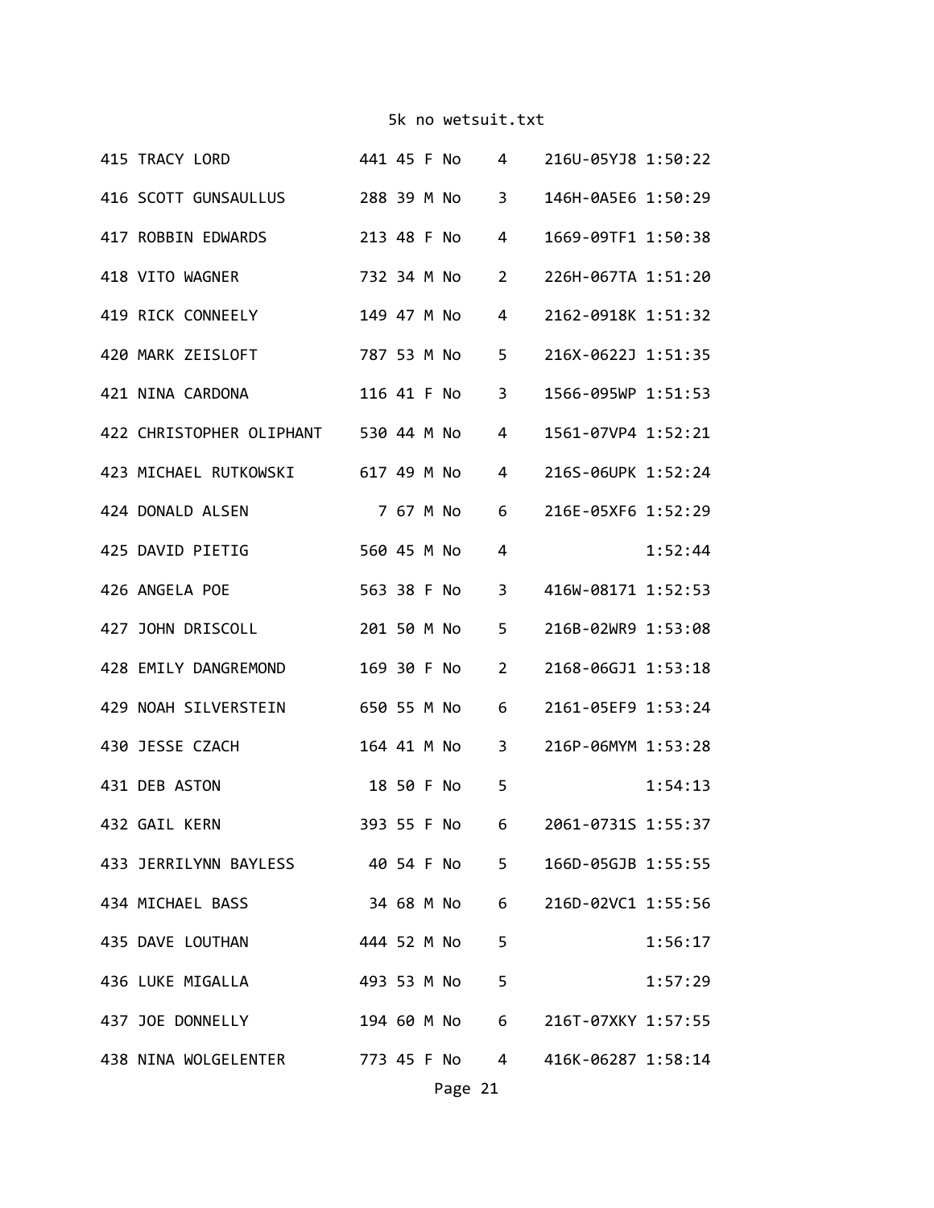| | | | | | | | | |
|---|---|---|---|---|---|---|---|---|
| 415 | TRACY LORD | 441 | 45 | F | No | 4 | 216U-05YJ8 | 1:50:22 |
| 416 | SCOTT GUNSAULLUS | 288 | 39 | M | No | 3 | 146H-0A5E6 | 1:50:29 |
| 417 | ROBBIN EDWARDS | 213 | 48 | F | No | 4 | 1669-09TF1 | 1:50:38 |
| 418 | VITO WAGNER | 732 | 34 | M | No | 2 | 226H-067TA | 1:51:20 |
| 419 | RICK CONNEELY | 149 | 47 | M | No | 4 | 2162-0918K | 1:51:32 |
| 420 | MARK ZEISLOFT | 787 | 53 | M | No | 5 | 216X-0622J | 1:51:35 |
| 421 | NINA CARDONA | 116 | 41 | F | No | 3 | 1566-095WP | 1:51:53 |
| 422 | CHRISTOPHER OLIPHANT | 530 | 44 | M | No | 4 | 1561-07VP4 | 1:52:21 |
| 423 | MICHAEL RUTKOWSKI | 617 | 49 | M | No | 4 | 216S-06UPK | 1:52:24 |
| 424 | DONALD ALSEN | 7 | 67 | M | No | 6 | 216E-05XF6 | 1:52:29 |
| 425 | DAVID PIETIG | 560 | 45 | M | No | 4 | | 1:52:44 |
| 426 | ANGELA POE | 563 | 38 | F | No | 3 | 416W-08171 | 1:52:53 |
| 427 | JOHN DRISCOLL | 201 | 50 | M | No | 5 | 216B-02WR9 | 1:53:08 |
| 428 | EMILY DANGREMOND | 169 | 30 | F | No | 2 | 2168-06GJ1 | 1:53:18 |
| 429 | NOAH SILVERSTEIN | 650 | 55 | M | No | 6 | 2161-05EF9 | 1:53:24 |
| 430 | JESSE CZACH | 164 | 41 | M | No | 3 | 216P-06MYM | 1:53:28 |
| 431 | DEB ASTON | 18 | 50 | F | No | 5 | | 1:54:13 |
| 432 | GAIL KERN | 393 | 55 | F | No | 6 | 2061-0731S | 1:55:37 |
| 433 | JERRILYNN BAYLESS | 40 | 54 | F | No | 5 | 166D-05GJB | 1:55:55 |
| 434 | MICHAEL BASS | 34 | 68 | M | No | 6 | 216D-02VC1 | 1:55:56 |
| 435 | DAVE LOUTHAN | 444 | 52 | M | No | 5 | | 1:56:17 |
| 436 | LUKE MIGALLA | 493 | 53 | M | No | 5 | | 1:57:29 |
| 437 | JOE DONNELLY | 194 | 60 | M | No | 6 | 216T-07XKY | 1:57:55 |
| 438 | NINA WOLGELENTER | 773 | 45 | F | No | 4 | 416K-06287 | 1:58:14 |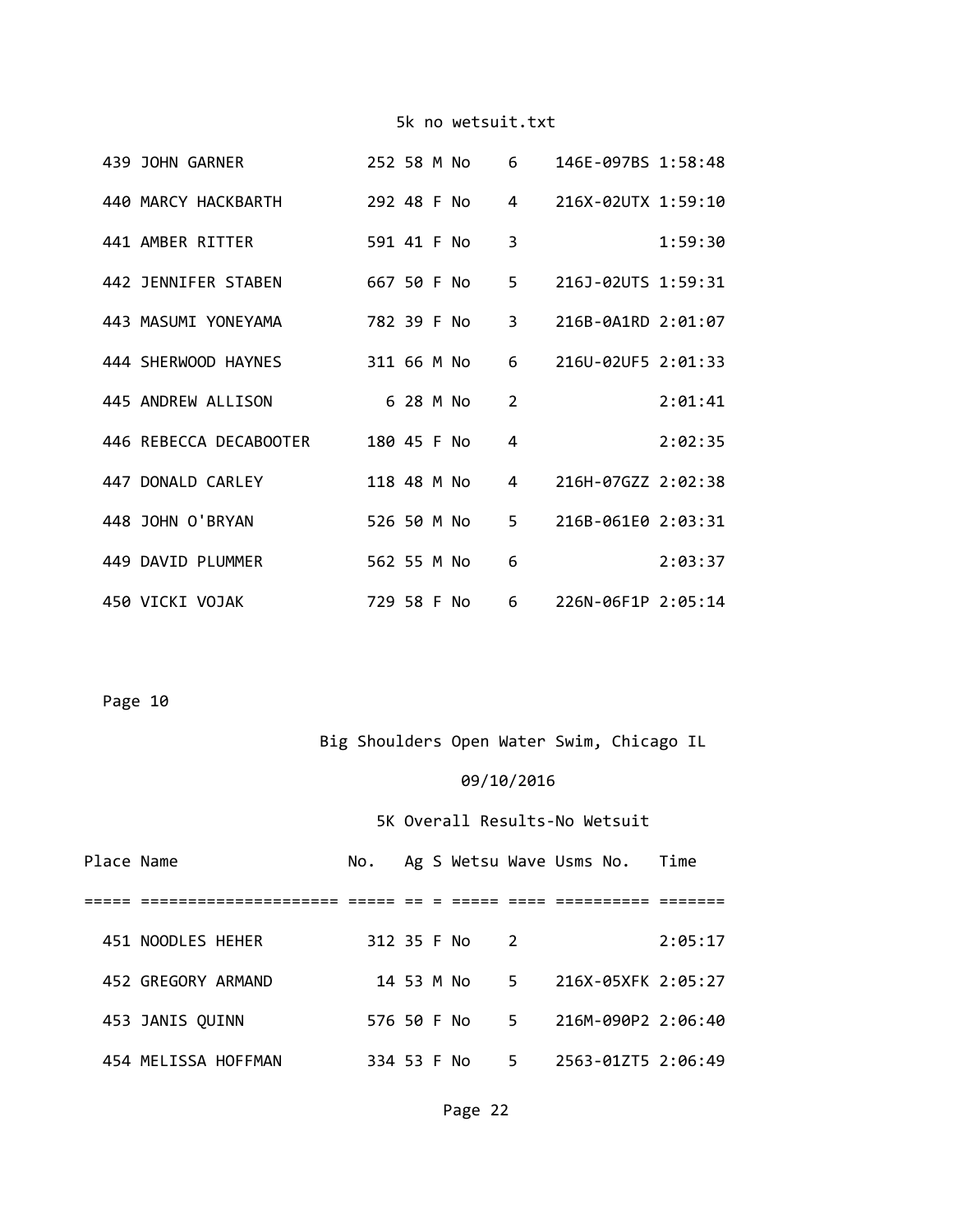| Place | Name | No. | Ag | S | Wetsu | Wave | Usms No. | Time |
|---|---|---|---|---|---|---|---|---|
| 439 | JOHN GARNER | 252 | 58 | M | No | 6 | 146E-097BS | 1:58:48 |
| 440 | MARCY HACKBARTH | 292 | 48 | F | No | 4 | 216X-02UTX | 1:59:10 |
| 441 | AMBER RITTER | 591 | 41 | F | No | 3 | | 1:59:30 |
| 442 | JENNIFER STABEN | 667 | 50 | F | No | 5 | 216J-02UTS | 1:59:31 |
| 443 | MASUMI YONEYAMA | 782 | 39 | F | No | 3 | 216B-0A1RD | 2:01:07 |
| 444 | SHERWOOD HAYNES | 311 | 66 | M | No | 6 | 216U-02UF5 | 2:01:33 |
| 445 | ANDREW ALLISON | 6 | 28 | M | No | 2 | | 2:01:41 |
| 446 | REBECCA DECABOOTER | 180 | 45 | F | No | 4 | | 2:02:35 |
| 447 | DONALD CARLEY | 118 | 48 | M | No | 4 | 216H-07GZZ | 2:02:38 |
| 448 | JOHN O'BRYAN | 526 | 50 | M | No | 5 | 216B-061E0 | 2:03:31 |
| 449 | DAVID PLUMMER | 562 | 55 | M | No | 6 | | 2:03:37 |
| 450 | VICKI VOJAK | 729 | 58 | F | No | 6 | 226N-06F1P | 2:05:14 |

Page 10

Big Shoulders Open Water Swim, Chicago IL

09/10/2016

5K Overall Results-No Wetsuit

| Place | Name | No. | Ag | S | Wetsu | Wave | Usms No. | Time |
|---|---|---|---|---|---|---|---|---|
| 451 | NOODLES HEHER | 312 | 35 | F | No | 2 | | 2:05:17 |
| 452 | GREGORY ARMAND | 14 | 53 | M | No | 5 | 216X-05XFK | 2:05:27 |
| 453 | JANIS QUINN | 576 | 50 | F | No | 5 | 216M-090P2 | 2:06:40 |
| 454 | MELISSA HOFFMAN | 334 | 53 | F | No | 5 | 2563-01ZT5 | 2:06:49 |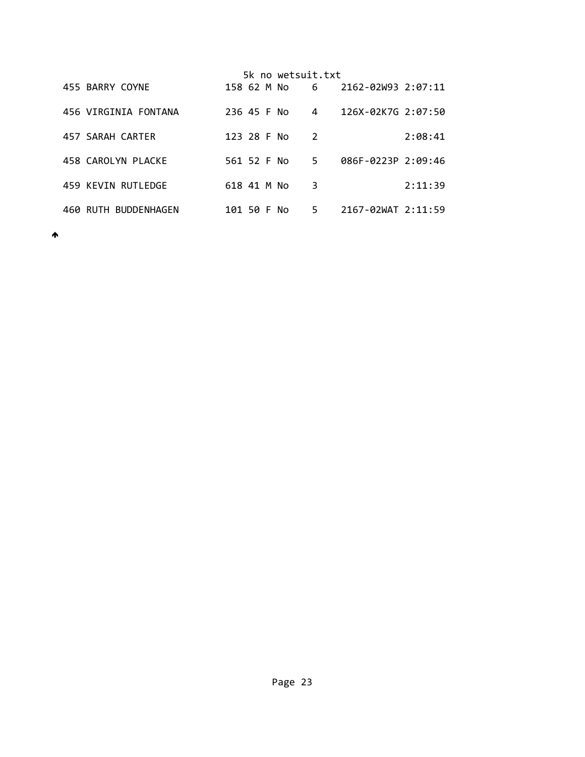| | | | | | | | | |
|---|---|---|---|---|---|---|---|---|
| 455 | BARRY COYNE | 158 | 62 | M | No | 6 | 2162-02W93 | 2:07:11 |
| 456 | VIRGINIA FONTANA | 236 | 45 | F | No | 4 | 126X-02K7G | 2:07:50 |
| 457 | SARAH CARTER | 123 | 28 | F | No | 2 | | 2:08:41 |
| 458 | CAROLYN PLACKE | 561 | 52 | F | No | 5 | 086F-0223P | 2:09:46 |
| 459 | KEVIN RUTLEDGE | 618 | 41 | M | No | 3 | | 2:11:39 |
| 460 | RUTH BUDDENHAGEN | 101 | 50 | F | No | 5 | 2167-02WAT | 2:11:59 |